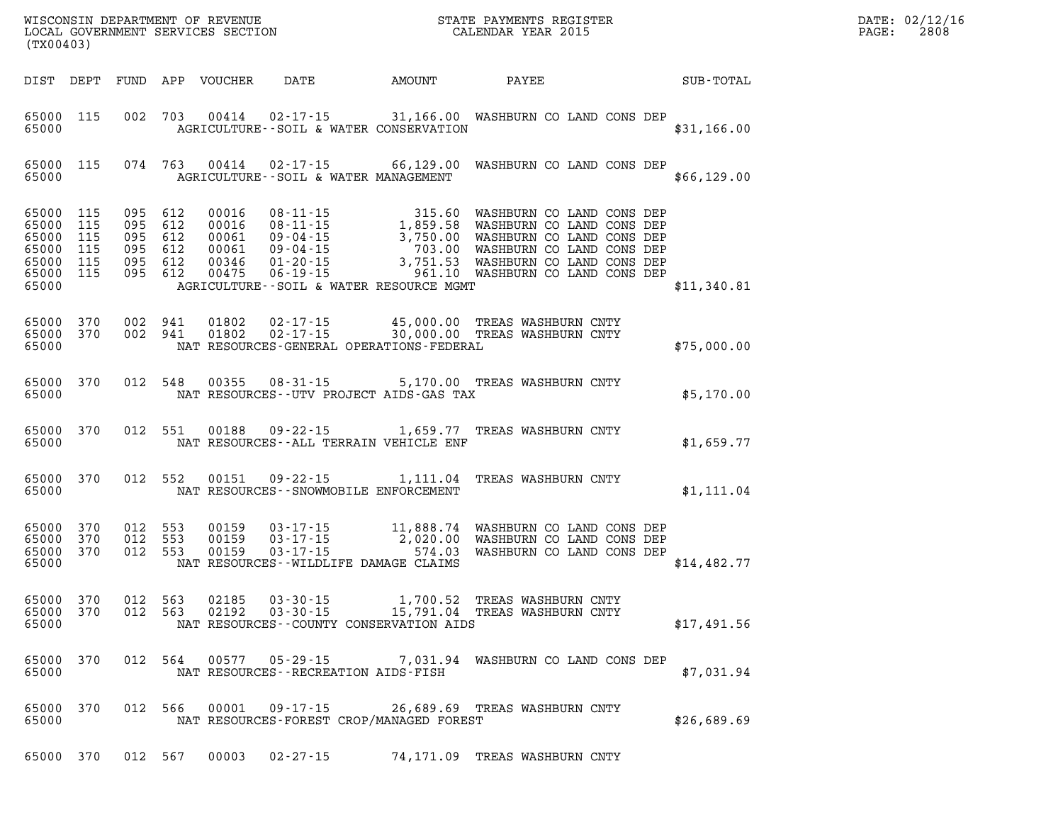WISCONSIN DEPARTMENT OF REVENUE
LOCAL GOVERNMENT SERVICES SECTION
(TX00403)

STATE PAYMENTS REGISTER
CALENDAR YEAR 2015

| DIST | DEPT | FUND | APP | VOUCHER | DATE | AMOUNT | PAYEE | SUB-TOTAL |
|---|---|---|---|---|---|---|---|---|
| 65000 | 115 | 002 | 703 | 00414 | 02-17-15 | 31,166.00 | WASHBURN CO LAND CONS DEP | |
| 65000 | | | | | | AGRICULTURE--SOIL & WATER CONSERVATION | | $31,166.00 |
| 65000 | 115 | 074 | 763 | 00414 | 02-17-15 | 66,129.00 | WASHBURN CO LAND CONS DEP | |
| 65000 | | | | | | AGRICULTURE--SOIL & WATER MANAGEMENT | | $66,129.00 |
| 65000 | 115 | 095 | 612 | 00016 | 08-11-15 | 315.60 | WASHBURN CO LAND CONS DEP | |
| 65000 | 115 | 095 | 612 | 00016 | 08-11-15 | 1,859.58 | WASHBURN CO LAND CONS DEP | |
| 65000 | 115 | 095 | 612 | 00061 | 09-04-15 | 3,750.00 | WASHBURN CO LAND CONS DEP | |
| 65000 | 115 | 095 | 612 | 00061 | 09-04-15 | 703.00 | WASHBURN CO LAND CONS DEP | |
| 65000 | 115 | 095 | 612 | 00346 | 01-20-15 | 3,751.53 | WASHBURN CO LAND CONS DEP | |
| 65000 | 115 | 095 | 612 | 00475 | 06-19-15 | 961.10 | WASHBURN CO LAND CONS DEP | |
| 65000 | | | | | | AGRICULTURE--SOIL & WATER RESOURCE MGMT | | $11,340.81 |
| 65000 | 370 | 002 | 941 | 01802 | 02-17-15 | 45,000.00 | TREAS WASHBURN CNTY | |
| 65000 | 370 | 002 | 941 | 01802 | 02-17-15 | 30,000.00 | TREAS WASHBURN CNTY | |
| 65000 | | | | | | NAT RESOURCES-GENERAL OPERATIONS-FEDERAL | | $75,000.00 |
| 65000 | 370 | 012 | 548 | 00355 | 08-31-15 | 5,170.00 | TREAS WASHBURN CNTY | |
| 65000 | | | | | | NAT RESOURCES--UTV PROJECT AIDS-GAS TAX | | $5,170.00 |
| 65000 | 370 | 012 | 551 | 00188 | 09-22-15 | 1,659.77 | TREAS WASHBURN CNTY | |
| 65000 | | | | | | NAT RESOURCES--ALL TERRAIN VEHICLE ENF | | $1,659.77 |
| 65000 | 370 | 012 | 552 | 00151 | 09-22-15 | 1,111.04 | TREAS WASHBURN CNTY | |
| 65000 | | | | | | NAT RESOURCES--SNOWMOBILE ENFORCEMENT | | $1,111.04 |
| 65000 | 370 | 012 | 553 | 00159 | 03-17-15 | 11,888.74 | WASHBURN CO LAND CONS DEP | |
| 65000 | 370 | 012 | 553 | 00159 | 03-17-15 | 2,020.00 | WASHBURN CO LAND CONS DEP | |
| 65000 | 370 | 012 | 553 | 00159 | 03-17-15 | 574.03 | WASHBURN CO LAND CONS DEP | |
| 65000 | | | | | | NAT RESOURCES--WILDLIFE DAMAGE CLAIMS | | $14,482.77 |
| 65000 | 370 | 012 | 563 | 02185 | 03-30-15 | 1,700.52 | TREAS WASHBURN CNTY | |
| 65000 | 370 | 012 | 563 | 02192 | 03-30-15 | 15,791.04 | TREAS WASHBURN CNTY | |
| 65000 | | | | | | NAT RESOURCES--COUNTY CONSERVATION AIDS | | $17,491.56 |
| 65000 | 370 | 012 | 564 | 00577 | 05-29-15 | 7,031.94 | WASHBURN CO LAND CONS DEP | |
| 65000 | | | | | | NAT RESOURCES--RECREATION AIDS-FISH | | $7,031.94 |
| 65000 | 370 | 012 | 566 | 00001 | 09-17-15 | 26,689.69 | TREAS WASHBURN CNTY | |
| 65000 | | | | | | NAT RESOURCES-FOREST CROP/MANAGED FOREST | | $26,689.69 |
| 65000 | 370 | 012 | 567 | 00003 | 02-27-15 | 74,171.09 | TREAS WASHBURN CNTY | |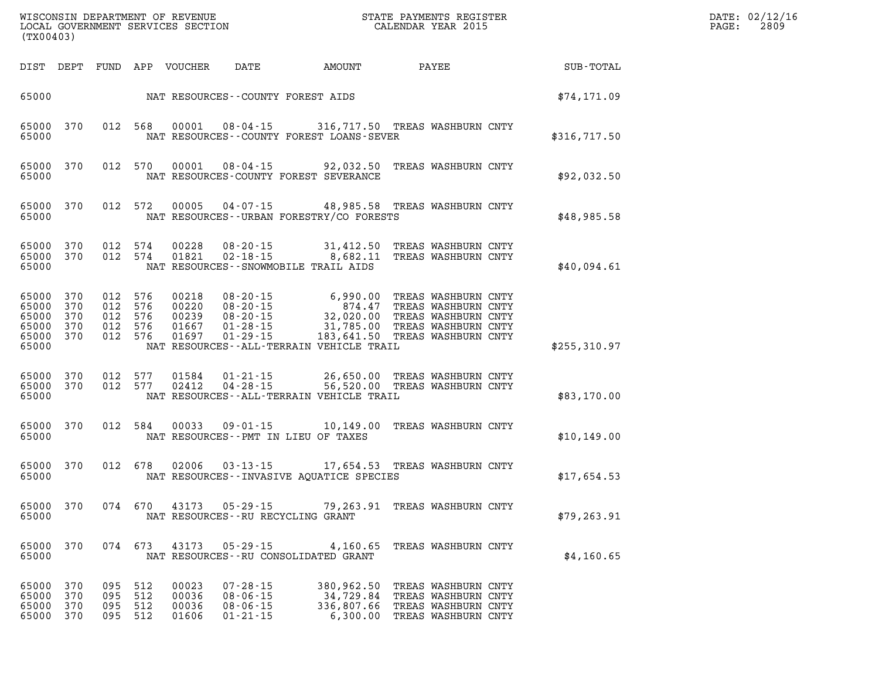| DIST | DEPT | FUND | APP | VOUCHER | DATE | AMOUNT | PAYEE | SUB-TOTAL |
|---|---|---|---|---|---|---|---|---|
| 65000 | | | | NAT RESOURCES--COUNTY FOREST AIDS | | | | $74,171.09 |
| 65000 | 370 | 012 | 568 | 00001 | 08-04-15 | 316,717.50 | TREAS WASHBURN CNTY | |
| 65000 | | | | NAT RESOURCES--COUNTY FOREST LOANS-SEVER | | | | $316,717.50 |
| 65000 | 370 | 012 | 570 | 00001 | 08-04-15 | 92,032.50 | TREAS WASHBURN CNTY | |
| 65000 | | | | NAT RESOURCES-COUNTY FOREST SEVERANCE | | | | $92,032.50 |
| 65000 | 370 | 012 | 572 | 00005 | 04-07-15 | 48,985.58 | TREAS WASHBURN CNTY | |
| 65000 | | | | NAT RESOURCES--URBAN FORESTRY/CO FORESTS | | | | $48,985.58 |
| 65000 | 370 | 012 | 574 | 00228 | 08-20-15 | 31,412.50 | TREAS WASHBURN CNTY | |
| 65000 | 370 | 012 | 574 | 01821 | 02-18-15 | 8,682.11 | TREAS WASHBURN CNTY | |
| 65000 | | | | NAT RESOURCES--SNOWMOBILE TRAIL AIDS | | | | $40,094.61 |
| 65000 | 370 | 012 | 576 | 00218 | 08-20-15 | 6,990.00 | TREAS WASHBURN CNTY | |
| 65000 | 370 | 012 | 576 | 00220 | 08-20-15 | 874.47 | TREAS WASHBURN CNTY | |
| 65000 | 370 | 012 | 576 | 00239 | 08-20-15 | 32,020.00 | TREAS WASHBURN CNTY | |
| 65000 | 370 | 012 | 576 | 01667 | 01-28-15 | 31,785.00 | TREAS WASHBURN CNTY | |
| 65000 | 370 | 012 | 576 | 01697 | 01-29-15 | 183,641.50 | TREAS WASHBURN CNTY | |
| 65000 | | | | NAT RESOURCES--ALL-TERRAIN VEHICLE TRAIL | | | | $255,310.97 |
| 65000 | 370 | 012 | 577 | 01584 | 01-21-15 | 26,650.00 | TREAS WASHBURN CNTY | |
| 65000 | 370 | 012 | 577 | 02412 | 04-28-15 | 56,520.00 | TREAS WASHBURN CNTY | |
| 65000 | | | | NAT RESOURCES--ALL-TERRAIN VEHICLE TRAIL | | | | $83,170.00 |
| 65000 | 370 | 012 | 584 | 00033 | 09-01-15 | 10,149.00 | TREAS WASHBURN CNTY | |
| 65000 | | | | NAT RESOURCES--PMT IN LIEU OF TAXES | | | | $10,149.00 |
| 65000 | 370 | 012 | 678 | 02006 | 03-13-15 | 17,654.53 | TREAS WASHBURN CNTY | |
| 65000 | | | | NAT RESOURCES--INVASIVE AQUATICE SPECIES | | | | $17,654.53 |
| 65000 | 370 | 074 | 670 | 43173 | 05-29-15 | 79,263.91 | TREAS WASHBURN CNTY | |
| 65000 | | | | NAT RESOURCES--RU RECYCLING GRANT | | | | $79,263.91 |
| 65000 | 370 | 074 | 673 | 43173 | 05-29-15 | 4,160.65 | TREAS WASHBURN CNTY | |
| 65000 | | | | NAT RESOURCES--RU CONSOLIDATED GRANT | | | | $4,160.65 |
| 65000 | 370 | 095 | 512 | 00023 | 07-28-15 | 380,962.50 | TREAS WASHBURN CNTY | |
| 65000 | 370 | 095 | 512 | 00036 | 08-06-15 | 34,729.84 | TREAS WASHBURN CNTY | |
| 65000 | 370 | 095 | 512 | 00036 | 08-06-15 | 336,807.66 | TREAS WASHBURN CNTY | |
| 65000 | 370 | 095 | 512 | 01606 | 01-21-15 | 6,300.00 | TREAS WASHBURN CNTY | |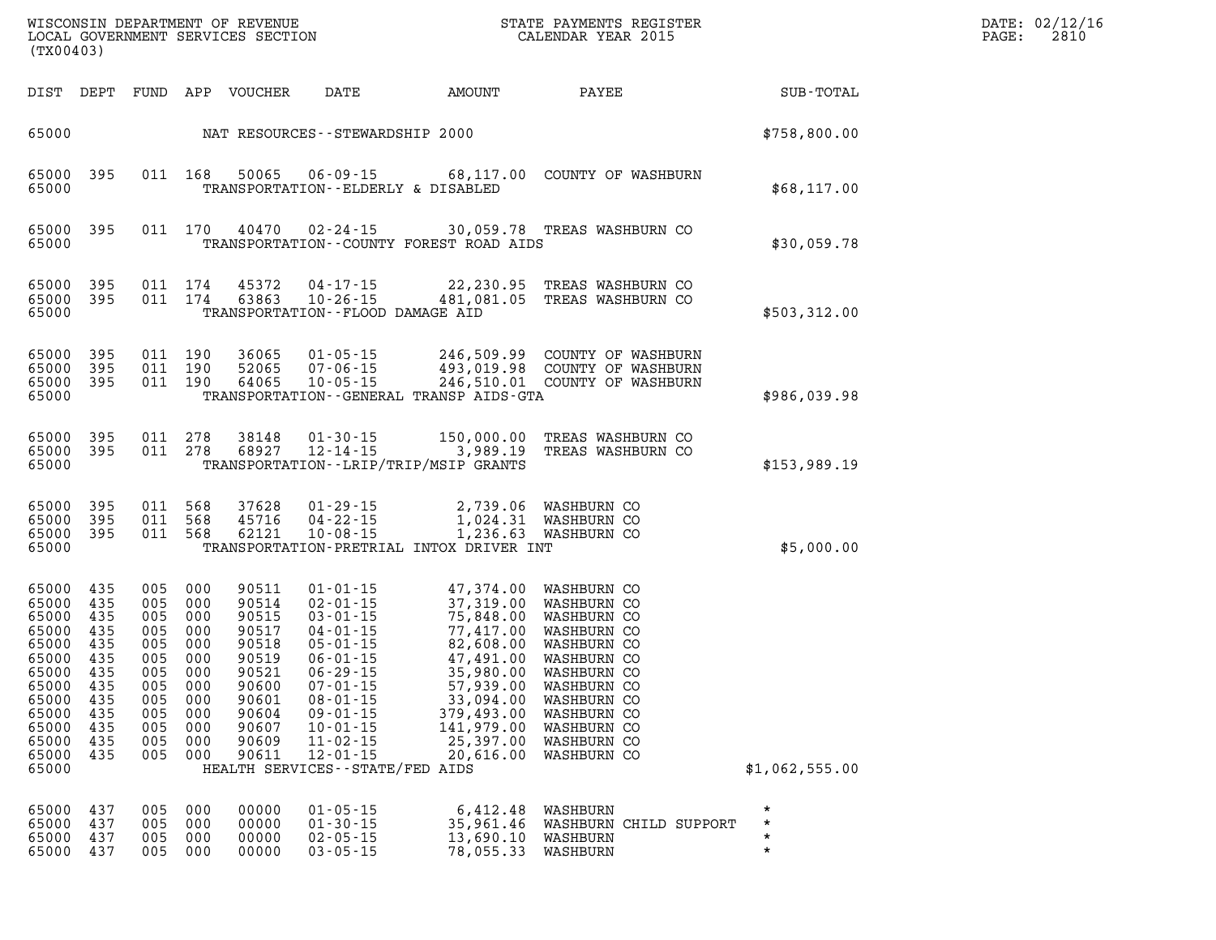WISCONSIN DEPARTMENT OF REVENUE
LOCAL GOVERNMENT SERVICES SECTION
(TX00403)

STATE PAYMENTS REGISTER
CALENDAR YEAR 2015

DATE: 02/12/16

| DIST | DEPT | FUND | APP | VOUCHER | DATE | AMOUNT | PAYEE | SUB-TOTAL |
|---|---|---|---|---|---|---|---|---|
| 65000 | | | | NAT RESOURCES--STEWARDSHIP 2000 | | | | $758,800.00 |
| 65000 | 395 | 011 | 168 | 50065 | 06-09-15 | 68,117.00 | COUNTY OF WASHBURN | |
| 65000 | | | | TRANSPORTATION--ELDERLY & DISABLED | | | | $68,117.00 |
| 65000 | 395 | 011 | 170 | 40470 | 02-24-15 | 30,059.78 | TREAS WASHBURN CO | |
| 65000 | | | | TRANSPORTATION--COUNTY FOREST ROAD AIDS | | | | $30,059.78 |
| 65000 | 395 | 011 | 174 | 45372 | 04-17-15 | 22,230.95 | TREAS WASHBURN CO | |
| 65000 | 395 | 011 | 174 | 63863 | 10-26-15 | 481,081.05 | TREAS WASHBURN CO | |
| 65000 | | | | TRANSPORTATION--FLOOD DAMAGE AID | | | | $503,312.00 |
| 65000 | 395 | 011 | 190 | 36065 | 01-05-15 | 246,509.99 | COUNTY OF WASHBURN | |
| 65000 | 395 | 011 | 190 | 52065 | 07-06-15 | 493,019.98 | COUNTY OF WASHBURN | |
| 65000 | 395 | 011 | 190 | 64065 | 10-05-15 | 246,510.01 | COUNTY OF WASHBURN | |
| 65000 | | | | TRANSPORTATION--GENERAL TRANSP AIDS-GTA | | | | $986,039.98 |
| 65000 | 395 | 011 | 278 | 38148 | 01-30-15 | 150,000.00 | TREAS WASHBURN CO | |
| 65000 | 395 | 011 | 278 | 68927 | 12-14-15 | 3,989.19 | TREAS WASHBURN CO | |
| 65000 | | | | TRANSPORTATION--LRIP/TRIP/MSIP GRANTS | | | | $153,989.19 |
| 65000 | 395 | 011 | 568 | 37628 | 01-29-15 | 2,739.06 | WASHBURN CO | |
| 65000 | 395 | 011 | 568 | 45716 | 04-22-15 | 1,024.31 | WASHBURN CO | |
| 65000 | 395 | 011 | 568 | 62121 | 10-08-15 | 1,236.63 | WASHBURN CO | |
| 65000 | | | | TRANSPORTATION-PRETRIAL INTOX DRIVER INT | | | | $5,000.00 |
| 65000 | 435 | 005 | 000 | 90511 | 01-01-15 | 47,374.00 | WASHBURN CO | |
| 65000 | 435 | 005 | 000 | 90514 | 02-01-15 | 37,319.00 | WASHBURN CO | |
| 65000 | 435 | 005 | 000 | 90515 | 03-01-15 | 75,848.00 | WASHBURN CO | |
| 65000 | 435 | 005 | 000 | 90517 | 04-01-15 | 77,417.00 | WASHBURN CO | |
| 65000 | 435 | 005 | 000 | 90518 | 05-01-15 | 82,608.00 | WASHBURN CO | |
| 65000 | 435 | 005 | 000 | 90519 | 06-01-15 | 47,491.00 | WASHBURN CO | |
| 65000 | 435 | 005 | 000 | 90521 | 06-29-15 | 35,980.00 | WASHBURN CO | |
| 65000 | 435 | 005 | 000 | 90600 | 07-01-15 | 57,939.00 | WASHBURN CO | |
| 65000 | 435 | 005 | 000 | 90601 | 08-01-15 | 33,094.00 | WASHBURN CO | |
| 65000 | 435 | 005 | 000 | 90604 | 09-01-15 | 379,493.00 | WASHBURN CO | |
| 65000 | 435 | 005 | 000 | 90607 | 10-01-15 | 141,979.00 | WASHBURN CO | |
| 65000 | 435 | 005 | 000 | 90609 | 11-02-15 | 25,397.00 | WASHBURN CO | |
| 65000 | 435 | 005 | 000 | 90611 | 12-01-15 | 20,616.00 | WASHBURN CO | |
| 65000 | | | | HEALTH SERVICES--STATE/FED AIDS | | | | $1,062,555.00 |
| 65000 | 437 | 005 | 000 | 00000 | 01-05-15 | 6,412.48 | WASHBURN | * |
| 65000 | 437 | 005 | 000 | 00000 | 01-30-15 | 35,961.46 | WASHBURN CHILD SUPPORT | * |
| 65000 | 437 | 005 | 000 | 00000 | 02-05-15 | 13,690.10 | WASHBURN | * |
| 65000 | 437 | 005 | 000 | 00000 | 03-05-15 | 78,055.33 | WASHBURN | * |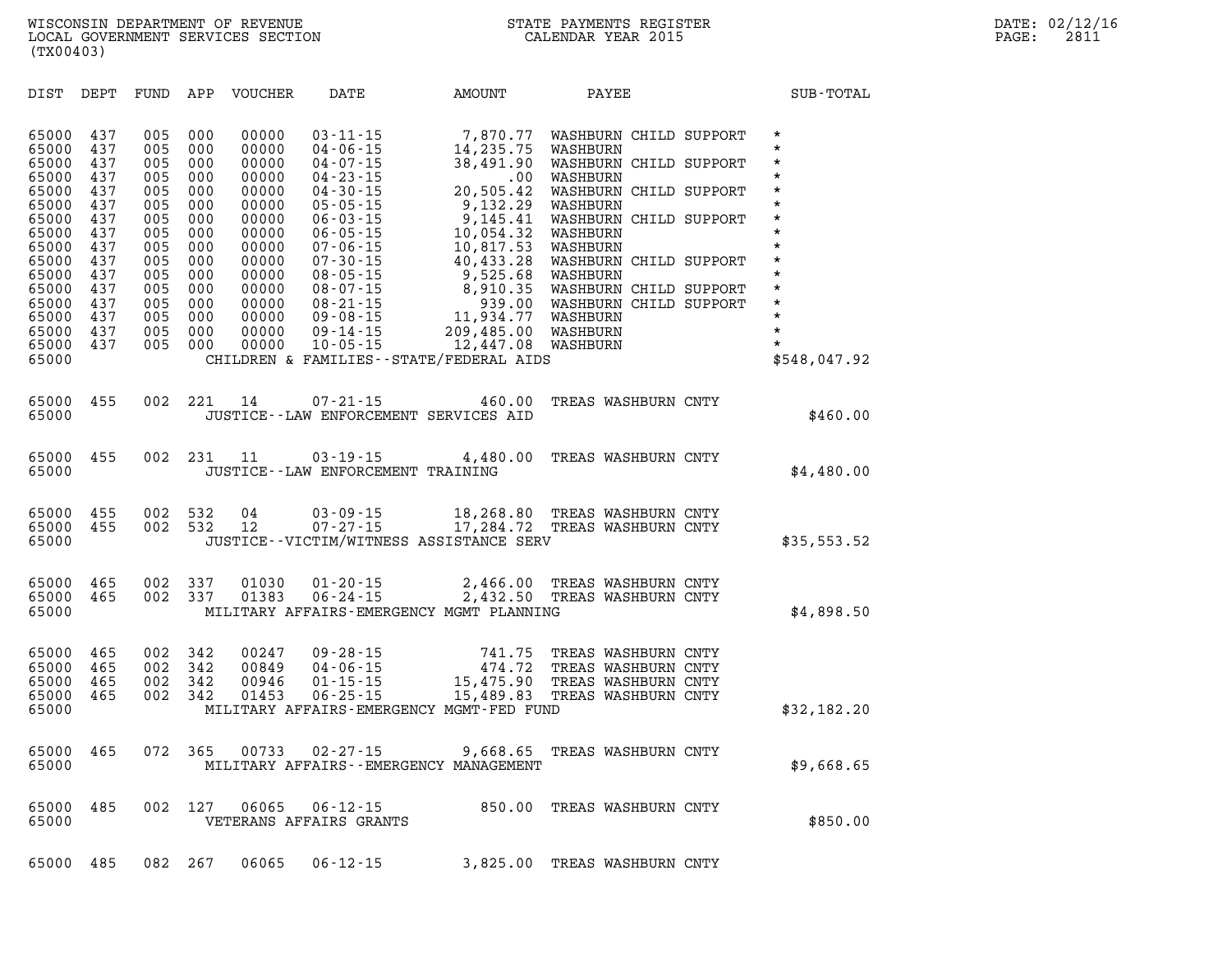WISCONSIN DEPARTMENT OF REVENUE
LOCAL GOVERNMENT SERVICES SECTION
(TX00403)

STATE PAYMENTS REGISTER
CALENDAR YEAR 2015

DATE: 02/12/16
PAGE: 2811

| DIST | DEPT | FUND | APP | VOUCHER | DATE | AMOUNT | PAYEE | SUB-TOTAL |
|---|---|---|---|---|---|---|---|---|
| 65000 | 437 | 005 | 000 | 00000 | 03-11-15 | 7,870.77 | WASHBURN CHILD SUPPORT | * |
| 65000 | 437 | 005 | 000 | 00000 | 04-06-15 | 14,235.75 | WASHBURN | * |
| 65000 | 437 | 005 | 000 | 00000 | 04-07-15 | 38,491.90 | WASHBURN CHILD SUPPORT | * |
| 65000 | 437 | 005 | 000 | 00000 | 04-23-15 | .00 | WASHBURN | * |
| 65000 | 437 | 005 | 000 | 00000 | 04-30-15 | 20,505.42 | WASHBURN CHILD SUPPORT | * |
| 65000 | 437 | 005 | 000 | 00000 | 05-05-15 | 9,132.29 | WASHBURN | * |
| 65000 | 437 | 005 | 000 | 00000 | 06-03-15 | 9,145.41 | WASHBURN CHILD SUPPORT | * |
| 65000 | 437 | 005 | 000 | 00000 | 06-05-15 | 10,054.32 | WASHBURN | * |
| 65000 | 437 | 005 | 000 | 00000 | 07-06-15 | 10,817.53 | WASHBURN | * |
| 65000 | 437 | 005 | 000 | 00000 | 07-30-15 | 40,433.28 | WASHBURN CHILD SUPPORT | * |
| 65000 | 437 | 005 | 000 | 00000 | 08-05-15 | 9,525.68 | WASHBURN | * |
| 65000 | 437 | 005 | 000 | 00000 | 08-07-15 | 8,910.35 | WASHBURN CHILD SUPPORT | * |
| 65000 | 437 | 005 | 000 | 00000 | 08-21-15 | 939.00 | WASHBURN CHILD SUPPORT | * |
| 65000 | 437 | 005 | 000 | 00000 | 09-08-15 | 11,934.77 | WASHBURN | * |
| 65000 | 437 | 005 | 000 | 00000 | 09-14-15 | 209,485.00 | WASHBURN | * |
| 65000 | 437 | 005 | 000 | 00000 | 10-05-15 | 12,447.08 | WASHBURN | * |
| 65000 | | | | | CHILDREN & FAMILIES--STATE/FEDERAL AIDS | | | $548,047.92 |
| 65000 | 455 | 002 | 221 | 14 | 07-21-15 | 460.00 | TREAS WASHBURN CNTY | |
| 65000 | | | | | JUSTICE--LAW ENFORCEMENT SERVICES AID | | | $460.00 |
| 65000 | 455 | 002 | 231 | 11 | 03-19-15 | 4,480.00 | TREAS WASHBURN CNTY | |
| 65000 | | | | | JUSTICE--LAW ENFORCEMENT TRAINING | | | $4,480.00 |
| 65000 | 455 | 002 | 532 | 04 | 03-09-15 | 18,268.80 | TREAS WASHBURN CNTY | |
| 65000 | 455 | 002 | 532 | 12 | 07-27-15 | 17,284.72 | TREAS WASHBURN CNTY | |
| 65000 | | | | | JUSTICE--VICTIM/WITNESS ASSISTANCE SERV | | | $35,553.52 |
| 65000 | 465 | 002 | 337 | 01030 | 01-20-15 | 2,466.00 | TREAS WASHBURN CNTY | |
| 65000 | 465 | 002 | 337 | 01383 | 06-24-15 | 2,432.50 | TREAS WASHBURN CNTY | |
| 65000 | | | | | MILITARY AFFAIRS-EMERGENCY MGMT PLANNING | | | $4,898.50 |
| 65000 | 465 | 002 | 342 | 00247 | 09-28-15 | 741.75 | TREAS WASHBURN CNTY | |
| 65000 | 465 | 002 | 342 | 00849 | 04-06-15 | 474.72 | TREAS WASHBURN CNTY | |
| 65000 | 465 | 002 | 342 | 00946 | 01-15-15 | 15,475.90 | TREAS WASHBURN CNTY | |
| 65000 | 465 | 002 | 342 | 01453 | 06-25-15 | 15,489.83 | TREAS WASHBURN CNTY | |
| 65000 | | | | | MILITARY AFFAIRS-EMERGENCY MGMT-FED FUND | | | $32,182.20 |
| 65000 | 465 | 072 | 365 | 00733 | 02-27-15 | 9,668.65 | TREAS WASHBURN CNTY | |
| 65000 | | | | | MILITARY AFFAIRS--EMERGENCY MANAGEMENT | | | $9,668.65 |
| 65000 | 485 | 002 | 127 | 06065 | 06-12-15 | 850.00 | TREAS WASHBURN CNTY | |
| 65000 | | | | | VETERANS AFFAIRS GRANTS | | | $850.00 |
| 65000 | 485 | 082 | 267 | 06065 | 06-12-15 | 3,825.00 | TREAS WASHBURN CNTY | |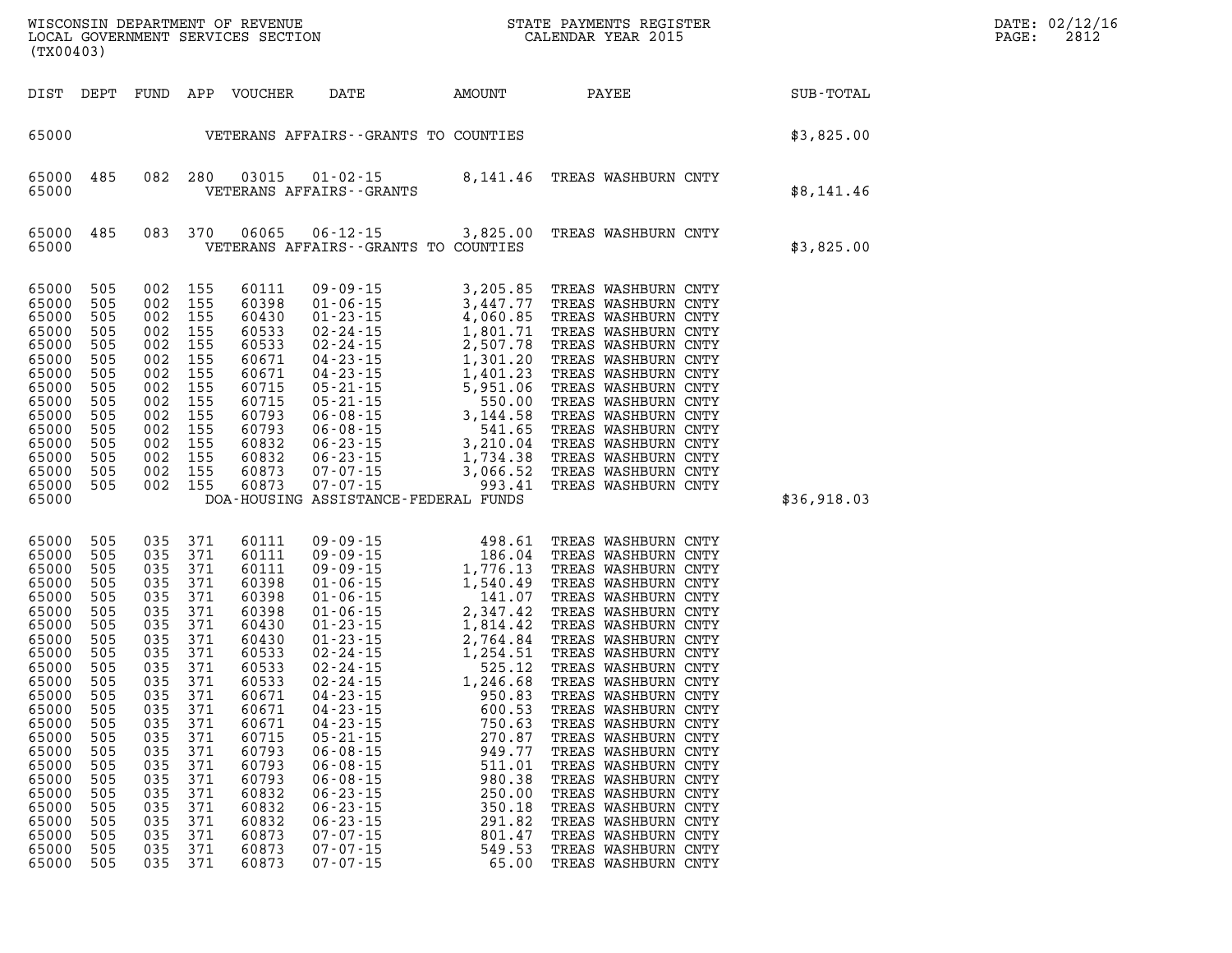WISCONSIN DEPARTMENT OF REVENUE
LOCAL GOVERNMENT SERVICES SECTION
(TX00403)

STATE PAYMENTS REGISTER
CALENDAR YEAR 2015

DATE: 02/12/16
PAGE: 2812

| DIST | DEPT | FUND | APP | VOUCHER | DATE | AMOUNT | PAYEE | SUB-TOTAL |
|---|---|---|---|---|---|---|---|---|
| 65000 | | | | | VETERANS AFFAIRS--GRANTS TO COUNTIES | | | $3,825.00 |
| 65000 | 485 | 082 | 280 | 03015 | 01-02-15 | 8,141.46 | TREAS WASHBURN CNTY | |
| 65000 | | | | | VETERANS AFFAIRS--GRANTS | | | $8,141.46 |
| 65000 | 485 | 083 | 370 | 06065 | 06-12-15 | 3,825.00 | TREAS WASHBURN CNTY | |
| 65000 | | | | | VETERANS AFFAIRS--GRANTS TO COUNTIES | | | $3,825.00 |
| 65000 | 505 | 002 | 155 | 60111 | 09-09-15 | 3,205.85 | TREAS WASHBURN CNTY | |
| 65000 | 505 | 002 | 155 | 60398 | 01-06-15 | 3,447.77 | TREAS WASHBURN CNTY | |
| 65000 | 505 | 002 | 155 | 60430 | 01-23-15 | 4,060.85 | TREAS WASHBURN CNTY | |
| 65000 | 505 | 002 | 155 | 60533 | 02-24-15 | 1,801.71 | TREAS WASHBURN CNTY | |
| 65000 | 505 | 002 | 155 | 60533 | 02-24-15 | 2,507.78 | TREAS WASHBURN CNTY | |
| 65000 | 505 | 002 | 155 | 60671 | 04-23-15 | 1,301.20 | TREAS WASHBURN CNTY | |
| 65000 | 505 | 002 | 155 | 60671 | 04-23-15 | 1,401.23 | TREAS WASHBURN CNTY | |
| 65000 | 505 | 002 | 155 | 60715 | 05-21-15 | 5,951.06 | TREAS WASHBURN CNTY | |
| 65000 | 505 | 002 | 155 | 60715 | 05-21-15 | 550.00 | TREAS WASHBURN CNTY | |
| 65000 | 505 | 002 | 155 | 60793 | 06-08-15 | 3,144.58 | TREAS WASHBURN CNTY | |
| 65000 | 505 | 002 | 155 | 60793 | 06-08-15 | 541.65 | TREAS WASHBURN CNTY | |
| 65000 | 505 | 002 | 155 | 60832 | 06-23-15 | 3,210.04 | TREAS WASHBURN CNTY | |
| 65000 | 505 | 002 | 155 | 60832 | 06-23-15 | 1,734.38 | TREAS WASHBURN CNTY | |
| 65000 | 505 | 002 | 155 | 60873 | 07-07-15 | 3,066.52 | TREAS WASHBURN CNTY | |
| 65000 | 505 | 002 | 155 | 60873 | 07-07-15 | 993.41 | TREAS WASHBURN CNTY | |
| 65000 | | | | | DOA-HOUSING ASSISTANCE-FEDERAL FUNDS | | | $36,918.03 |
| 65000 | 505 | 035 | 371 | 60111 | 09-09-15 | 498.61 | TREAS WASHBURN CNTY | |
| 65000 | 505 | 035 | 371 | 60111 | 09-09-15 | 186.04 | TREAS WASHBURN CNTY | |
| 65000 | 505 | 035 | 371 | 60111 | 09-09-15 | 1,776.13 | TREAS WASHBURN CNTY | |
| 65000 | 505 | 035 | 371 | 60398 | 01-06-15 | 1,540.49 | TREAS WASHBURN CNTY | |
| 65000 | 505 | 035 | 371 | 60398 | 01-06-15 | 141.07 | TREAS WASHBURN CNTY | |
| 65000 | 505 | 035 | 371 | 60398 | 01-06-15 | 2,347.42 | TREAS WASHBURN CNTY | |
| 65000 | 505 | 035 | 371 | 60430 | 01-23-15 | 1,814.42 | TREAS WASHBURN CNTY | |
| 65000 | 505 | 035 | 371 | 60430 | 01-23-15 | 2,764.84 | TREAS WASHBURN CNTY | |
| 65000 | 505 | 035 | 371 | 60533 | 02-24-15 | 1,254.51 | TREAS WASHBURN CNTY | |
| 65000 | 505 | 035 | 371 | 60533 | 02-24-15 | 525.12 | TREAS WASHBURN CNTY | |
| 65000 | 505 | 035 | 371 | 60533 | 02-24-15 | 1,246.68 | TREAS WASHBURN CNTY | |
| 65000 | 505 | 035 | 371 | 60671 | 04-23-15 | 950.83 | TREAS WASHBURN CNTY | |
| 65000 | 505 | 035 | 371 | 60671 | 04-23-15 | 600.53 | TREAS WASHBURN CNTY | |
| 65000 | 505 | 035 | 371 | 60671 | 04-23-15 | 750.63 | TREAS WASHBURN CNTY | |
| 65000 | 505 | 035 | 371 | 60715 | 05-21-15 | 270.87 | TREAS WASHBURN CNTY | |
| 65000 | 505 | 035 | 371 | 60793 | 06-08-15 | 949.77 | TREAS WASHBURN CNTY | |
| 65000 | 505 | 035 | 371 | 60793 | 06-08-15 | 511.01 | TREAS WASHBURN CNTY | |
| 65000 | 505 | 035 | 371 | 60793 | 06-08-15 | 980.38 | TREAS WASHBURN CNTY | |
| 65000 | 505 | 035 | 371 | 60832 | 06-23-15 | 250.00 | TREAS WASHBURN CNTY | |
| 65000 | 505 | 035 | 371 | 60832 | 06-23-15 | 350.18 | TREAS WASHBURN CNTY | |
| 65000 | 505 | 035 | 371 | 60832 | 06-23-15 | 291.82 | TREAS WASHBURN CNTY | |
| 65000 | 505 | 035 | 371 | 60873 | 07-07-15 | 801.47 | TREAS WASHBURN CNTY | |
| 65000 | 505 | 035 | 371 | 60873 | 07-07-15 | 549.53 | TREAS WASHBURN CNTY | |
| 65000 | 505 | 035 | 371 | 60873 | 07-07-15 | 65.00 | TREAS WASHBURN CNTY | |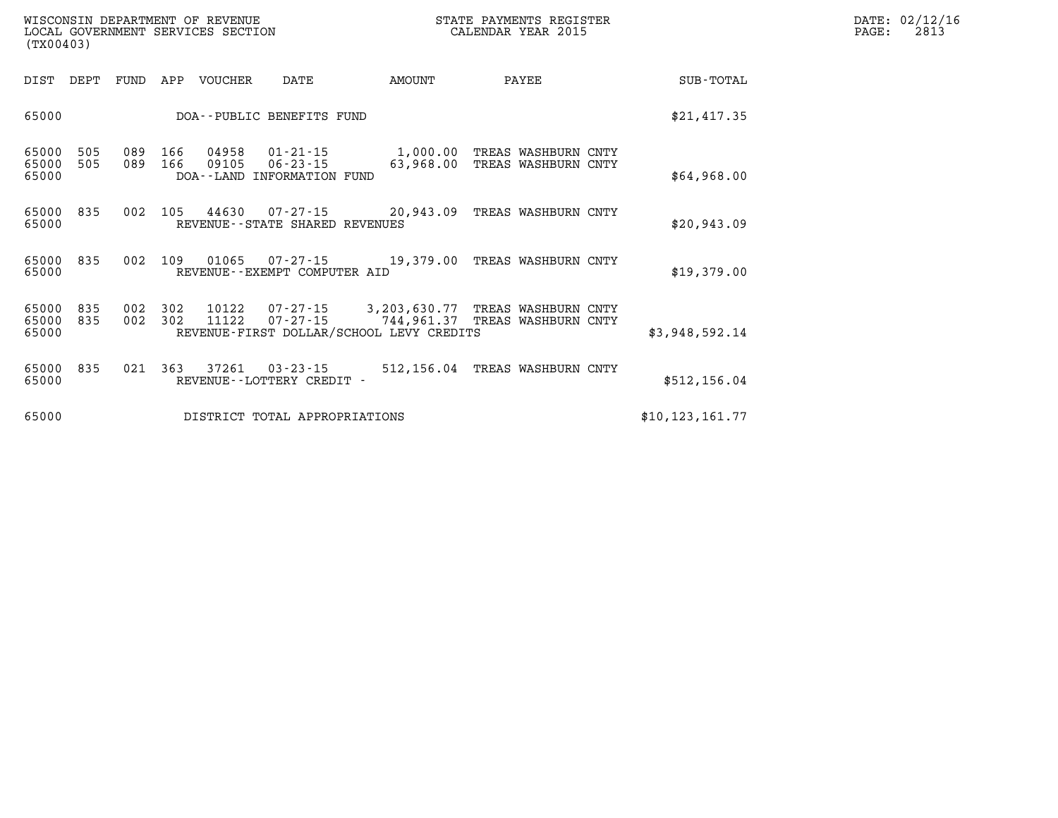WISCONSIN DEPARTMENT OF REVENUE
LOCAL GOVERNMENT SERVICES SECTION
(TX00403)

STATE PAYMENTS REGISTER
CALENDAR YEAR 2015

DATE: 02/12/16
PAGE: 2813

| DIST | DEPT | FUND | APP | VOUCHER | DATE | AMOUNT | PAYEE | SUB-TOTAL |
|---|---|---|---|---|---|---|---|---|
| 65000 | | | | DOA--PUBLIC BENEFITS FUND | | | | $21,417.35 |
| 65000 | 505 | 089 | 166 | 04958 | 01-21-15 | 1,000.00 | TREAS WASHBURN CNTY | |
| 65000 | 505 | 089 | 166 | 09105 | 06-23-15 | 63,968.00 | TREAS WASHBURN CNTY | |
| 65000 | | | | DOA--LAND INFORMATION FUND | | | | $64,968.00 |
| 65000 | 835 | 002 | 105 | 44630 | 07-27-15 | 20,943.09 | TREAS WASHBURN CNTY | |
| 65000 | | | | REVENUE--STATE SHARED REVENUES | | | | $20,943.09 |
| 65000 | 835 | 002 | 109 | 01065 | 07-27-15 | 19,379.00 | TREAS WASHBURN CNTY | |
| 65000 | | | | REVENUE--EXEMPT COMPUTER AID | | | | $19,379.00 |
| 65000 | 835 | 002 | 302 | 10122 | 07-27-15 | 3,203,630.77 | TREAS WASHBURN CNTY | |
| 65000 | 835 | 002 | 302 | 11122 | 07-27-15 | 744,961.37 | TREAS WASHBURN CNTY | |
| 65000 | | | | REVENUE-FIRST DOLLAR/SCHOOL LEVY CREDITS | | | | $3,948,592.14 |
| 65000 | 835 | 021 | 363 | 37261 | 03-23-15 | 512,156.04 | TREAS WASHBURN CNTY | |
| 65000 | | | | REVENUE--LOTTERY CREDIT - | | | | $512,156.04 |
| 65000 | | | | DISTRICT TOTAL APPROPRIATIONS | | | | $10,123,161.77 |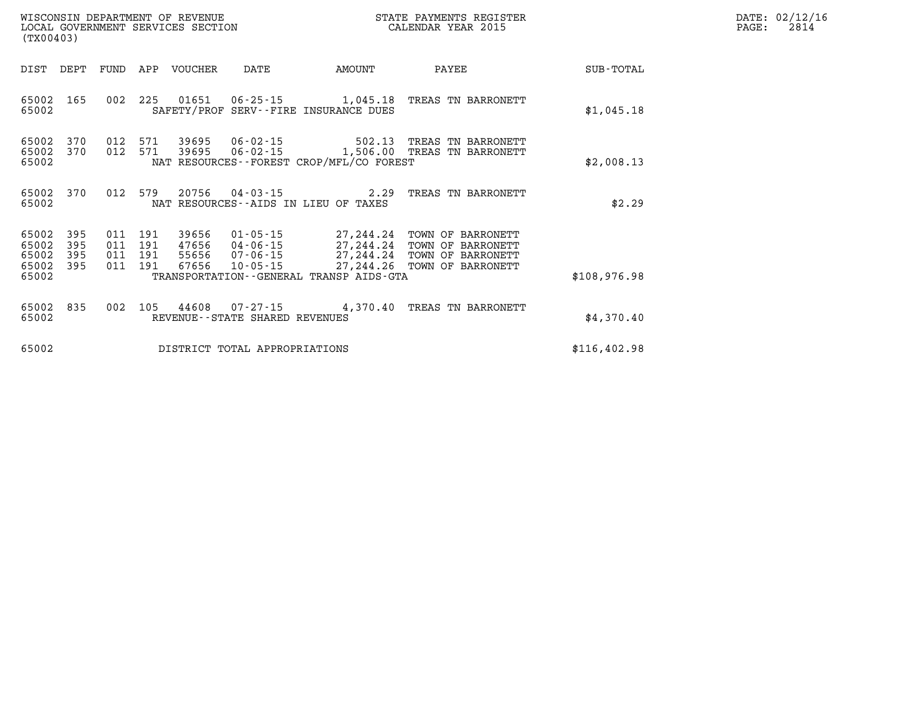WISCONSIN DEPARTMENT OF REVENUE
LOCAL GOVERNMENT SERVICES SECTION
(TX00403)

STATE PAYMENTS REGISTER
CALENDAR YEAR 2015

| DIST | DEPT | FUND | APP | VOUCHER | DATE | AMOUNT | PAYEE | SUB-TOTAL |
|---|---|---|---|---|---|---|---|---|
| 65002 | 165 | 002 | 225 | 01651 | 06-25-15 | 1,045.18 | TREAS TN BARRONETT | |
| 65002 | | | | SAFETY/PROF SERV--FIRE INSURANCE DUES | | | | $1,045.18 |
| 65002 | 370 | 012 | 571 | 39695 | 06-02-15 | 502.13 | TREAS TN BARRONETT | |
| 65002 | 370 | 012 | 571 | 39695 | 06-02-15 | 1,506.00 | TREAS TN BARRONETT | |
| 65002 | | | | NAT RESOURCES--FOREST CROP/MFL/CO FOREST | | | | $2,008.13 |
| 65002 | 370 | 012 | 579 | 20756 | 04-03-15 | 2.29 | TREAS TN BARRONETT | |
| 65002 | | | | NAT RESOURCES--AIDS IN LIEU OF TAXES | | | | $2.29 |
| 65002 | 395 | 011 | 191 | 39656 | 01-05-15 | 27,244.24 | TOWN OF BARRONETT | |
| 65002 | 395 | 011 | 191 | 47656 | 04-06-15 | 27,244.24 | TOWN OF BARRONETT | |
| 65002 | 395 | 011 | 191 | 55656 | 07-06-15 | 27,244.24 | TOWN OF BARRONETT | |
| 65002 | 395 | 011 | 191 | 67656 | 10-05-15 | 27,244.26 | TOWN OF BARRONETT | |
| 65002 | | | | TRANSPORTATION--GENERAL TRANSP AIDS-GTA | | | | $108,976.98 |
| 65002 | 835 | 002 | 105 | 44608 | 07-27-15 | 4,370.40 | TREAS TN BARRONETT | |
| 65002 | | | | REVENUE--STATE SHARED REVENUES | | | | $4,370.40 |
| 65002 | | | | DISTRICT TOTAL APPROPRIATIONS | | | | $116,402.98 |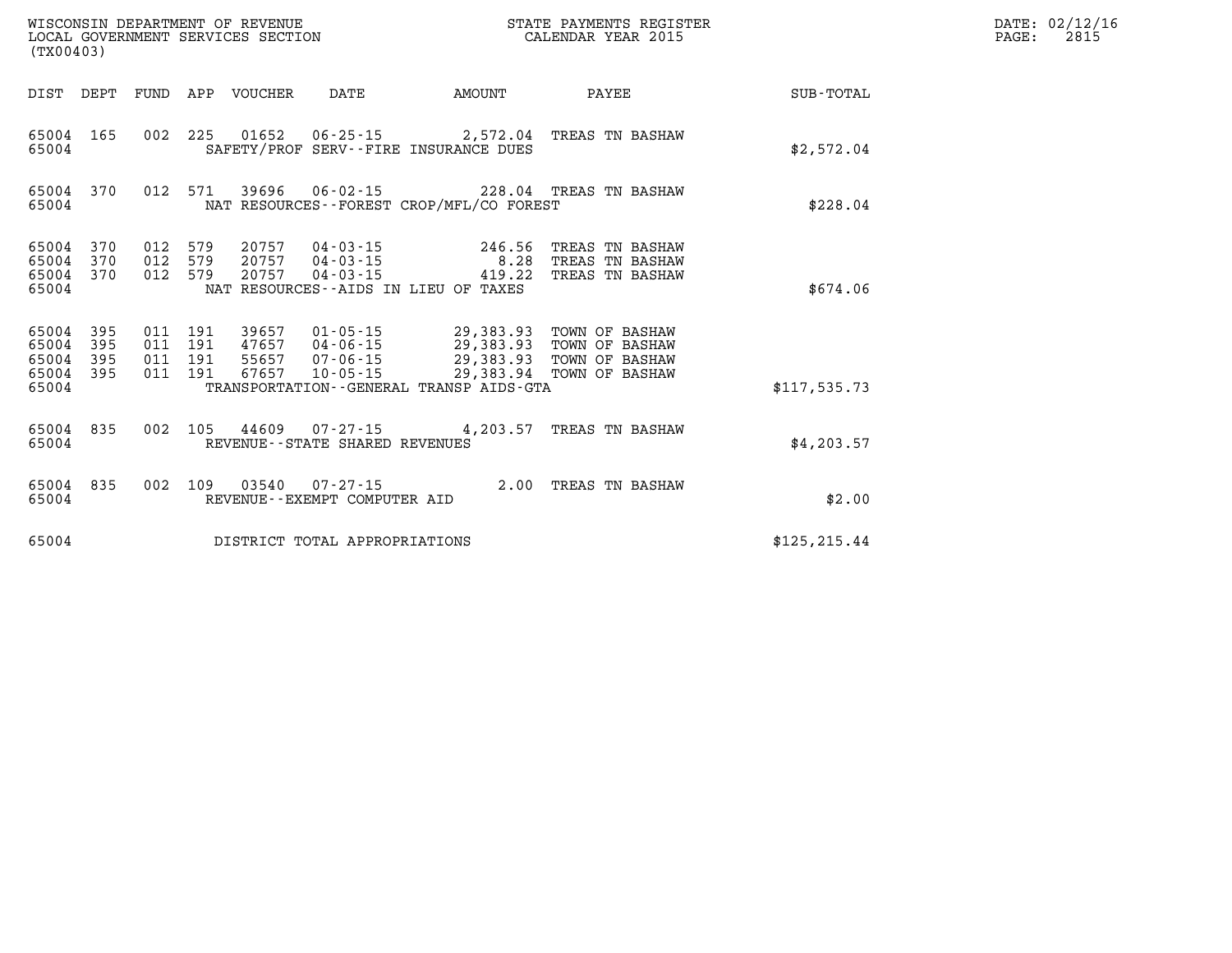WISCONSIN DEPARTMENT OF REVENUE
LOCAL GOVERNMENT SERVICES SECTION
(TX00403)

STATE PAYMENTS REGISTER
CALENDAR YEAR 2015

DATE: 02/12/16
PAGE: 2815

| DIST | DEPT | FUND | APP | VOUCHER | DATE | AMOUNT | PAYEE | SUB-TOTAL |
|---|---|---|---|---|---|---|---|---|
| 65004 | 165 | 002 | 225 | 01652 | 06-25-15 | 2,572.04 | TREAS TN BASHAW | |
| 65004 | | | | SAFETY/PROF SERV--FIRE INSURANCE DUES | | | | $2,572.04 |
| 65004 | 370 | 012 | 571 | 39696 | 06-02-15 | 228.04 | TREAS TN BASHAW | |
| 65004 | | | | NAT RESOURCES--FOREST CROP/MFL/CO FOREST | | | | $228.04 |
| 65004 | 370 | 012 | 579 | 20757 | 04-03-15 | 246.56 | TREAS TN BASHAW | |
| 65004 | 370 | 012 | 579 | 20757 | 04-03-15 | 8.28 | TREAS TN BASHAW | |
| 65004 | 370 | 012 | 579 | 20757 | 04-03-15 | 419.22 | TREAS TN BASHAW | |
| 65004 | | | | NAT RESOURCES--AIDS IN LIEU OF TAXES | | | | $674.06 |
| 65004 | 395 | 011 | 191 | 39657 | 01-05-15 | 29,383.93 | TOWN OF BASHAW | |
| 65004 | 395 | 011 | 191 | 47657 | 04-06-15 | 29,383.93 | TOWN OF BASHAW | |
| 65004 | 395 | 011 | 191 | 55657 | 07-06-15 | 29,383.93 | TOWN OF BASHAW | |
| 65004 | 395 | 011 | 191 | 67657 | 10-05-15 | 29,383.94 | TOWN OF BASHAW | |
| 65004 | | | | TRANSPORTATION--GENERAL TRANSP AIDS-GTA | | | | $117,535.73 |
| 65004 | 835 | 002 | 105 | 44609 | 07-27-15 | 4,203.57 | TREAS TN BASHAW | |
| 65004 | | | | REVENUE--STATE SHARED REVENUES | | | | $4,203.57 |
| 65004 | 835 | 002 | 109 | 03540 | 07-27-15 | 2.00 | TREAS TN BASHAW | |
| 65004 | | | | REVENUE--EXEMPT COMPUTER AID | | | | $2.00 |
| 65004 | | | | DISTRICT TOTAL APPROPRIATIONS | | | | $125,215.44 |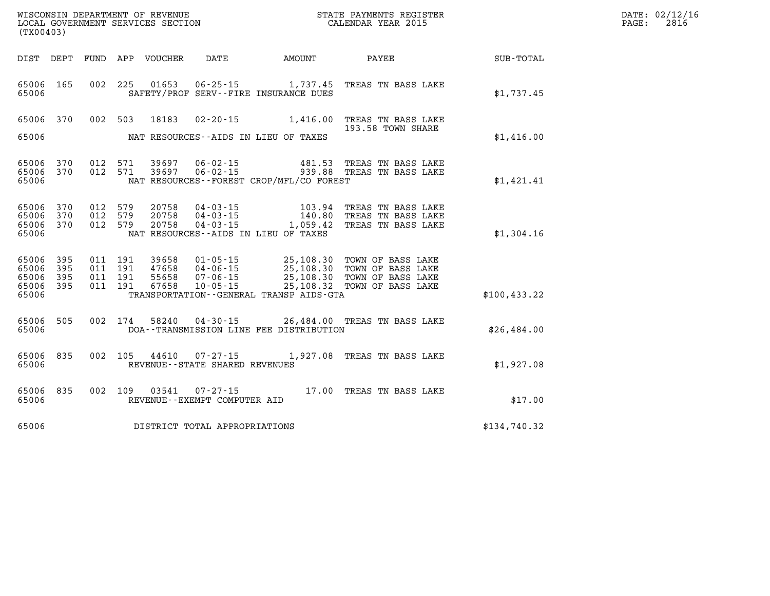WISCONSIN DEPARTMENT OF REVENUE
LOCAL GOVERNMENT SERVICES SECTION
(TX00403)

STATE PAYMENTS REGISTER
CALENDAR YEAR 2015

DATE: 02/12/16
PAGE: 2816

| DIST | DEPT | FUND | APP | VOUCHER | DATE | AMOUNT | PAYEE | SUB-TOTAL |
|---|---|---|---|---|---|---|---|---|
| 65006 | 165 | 002 | 225 | 01653 | 06-25-15 | 1,737.45 | TREAS TN BASS LAKE | |
| 65006 | | | | | SAFETY/PROF SERV--FIRE INSURANCE DUES | | | $1,737.45 |
| 65006 | 370 | 002 | 503 | 18183 | 02-20-15 | 1,416.00 | TREAS TN BASS LAKE 193.58 TOWN SHARE | |
| 65006 | | | | | NAT RESOURCES--AIDS IN LIEU OF TAXES | | | $1,416.00 |
| 65006 | 370 | 012 | 571 | 39697 | 06-02-15 | 481.53 | TREAS TN BASS LAKE | |
| 65006 | 370 | 012 | 571 | 39697 | 06-02-15 | 939.88 | TREAS TN BASS LAKE | |
| 65006 | | | | | NAT RESOURCES--FOREST CROP/MFL/CO FOREST | | | $1,421.41 |
| 65006 | 370 | 012 | 579 | 20758 | 04-03-15 | 103.94 | TREAS TN BASS LAKE | |
| 65006 | 370 | 012 | 579 | 20758 | 04-03-15 | 140.80 | TREAS TN BASS LAKE | |
| 65006 | 370 | 012 | 579 | 20758 | 04-03-15 | 1,059.42 | TREAS TN BASS LAKE | |
| 65006 | | | | | NAT RESOURCES--AIDS IN LIEU OF TAXES | | | $1,304.16 |
| 65006 | 395 | 011 | 191 | 39658 | 01-05-15 | 25,108.30 | TOWN OF BASS LAKE | |
| 65006 | 395 | 011 | 191 | 47658 | 04-06-15 | 25,108.30 | TOWN OF BASS LAKE | |
| 65006 | 395 | 011 | 191 | 55658 | 07-06-15 | 25,108.30 | TOWN OF BASS LAKE | |
| 65006 | 395 | 011 | 191 | 67658 | 10-05-15 | 25,108.32 | TOWN OF BASS LAKE | |
| 65006 | | | | | TRANSPORTATION--GENERAL TRANSP AIDS-GTA | | | $100,433.22 |
| 65006 | 505 | 002 | 174 | 58240 | 04-30-15 | 26,484.00 | TREAS TN BASS LAKE | |
| 65006 | | | | | DOA--TRANSMISSION LINE FEE DISTRIBUTION | | | $26,484.00 |
| 65006 | 835 | 002 | 105 | 44610 | 07-27-15 | 1,927.08 | TREAS TN BASS LAKE | |
| 65006 | | | | | REVENUE--STATE SHARED REVENUES | | | $1,927.08 |
| 65006 | 835 | 002 | 109 | 03541 | 07-27-15 | 17.00 | TREAS TN BASS LAKE | |
| 65006 | | | | | REVENUE--EXEMPT COMPUTER AID | | | $17.00 |
| 65006 | | | | | DISTRICT TOTAL APPROPRIATIONS | | | $134,740.32 |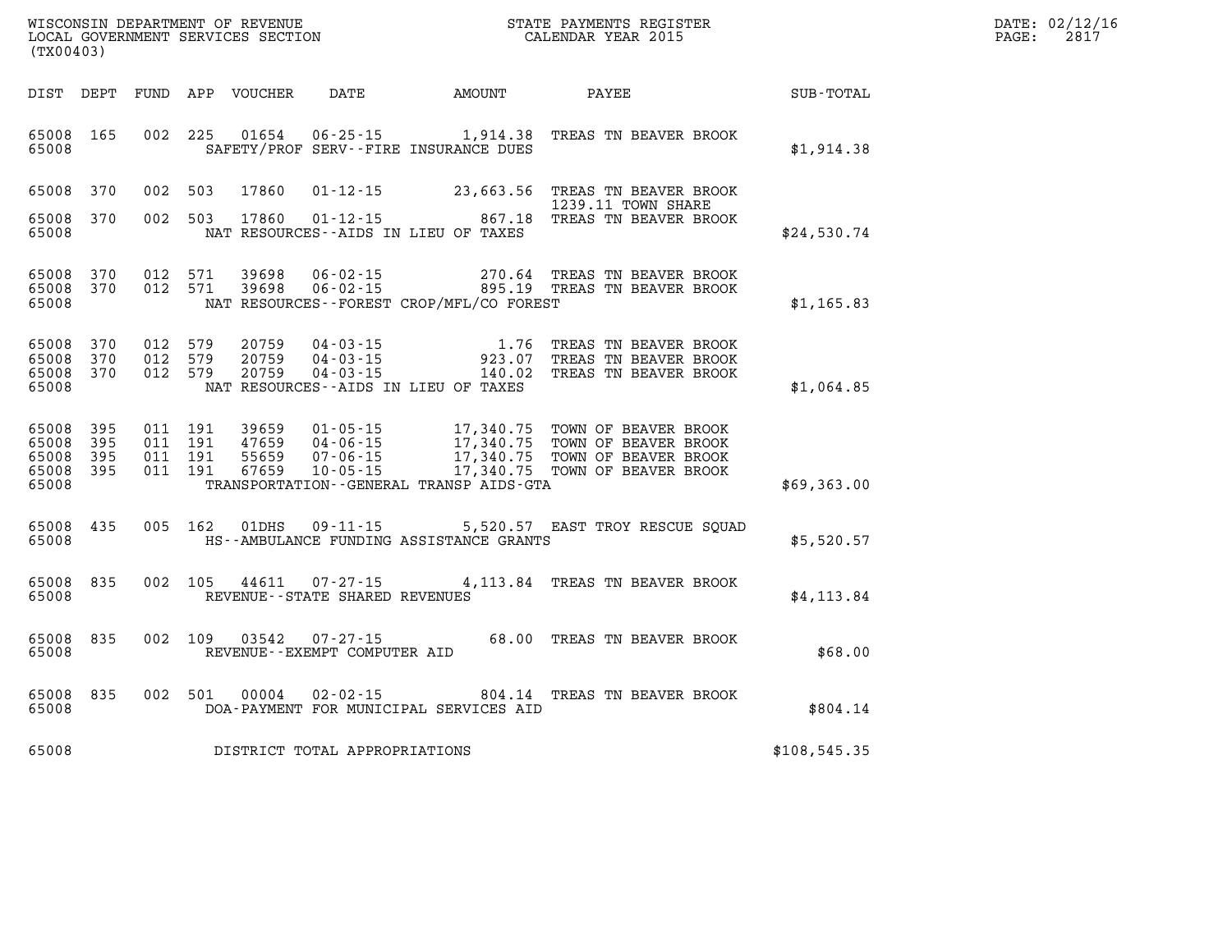WISCONSIN DEPARTMENT OF REVENUE
LOCAL GOVERNMENT SERVICES SECTION
(TX00403)

STATE PAYMENTS REGISTER
CALENDAR YEAR 2015

DATE: 02/12/16
PAGE: 2817

| DIST | DEPT | FUND | APP | VOUCHER | DATE | AMOUNT | PAYEE | SUB-TOTAL |
|---|---|---|---|---|---|---|---|---|
| 65008 | 165 | 002 | 225 | 01654 | 06-25-15 | 1,914.38 | TREAS TN BEAVER BROOK | |
| 65008 | | | | | SAFETY/PROF SERV--FIRE INSURANCE DUES | | | $1,914.38 |
| 65008 | 370 | 002 | 503 | 17860 | 01-12-15 | 23,663.56 | TREAS TN BEAVER BROOK 1239.11 TOWN SHARE | |
| 65008 | 370 | 002 | 503 | 17860 | 01-12-15 | 867.18 | TREAS TN BEAVER BROOK | |
| 65008 | | | | | NAT RESOURCES--AIDS IN LIEU OF TAXES | | | $24,530.74 |
| 65008 | 370 | 012 | 571 | 39698 | 06-02-15 | 270.64 | TREAS TN BEAVER BROOK | |
| 65008 | 370 | 012 | 571 | 39698 | 06-02-15 | 895.19 | TREAS TN BEAVER BROOK | |
| 65008 | | | | | NAT RESOURCES--FOREST CROP/MFL/CO FOREST | | | $1,165.83 |
| 65008 | 370 | 012 | 579 | 20759 | 04-03-15 | 1.76 | TREAS TN BEAVER BROOK | |
| 65008 | 370 | 012 | 579 | 20759 | 04-03-15 | 923.07 | TREAS TN BEAVER BROOK | |
| 65008 | 370 | 012 | 579 | 20759 | 04-03-15 | 140.02 | TREAS TN BEAVER BROOK | |
| 65008 | | | | | NAT RESOURCES--AIDS IN LIEU OF TAXES | | | $1,064.85 |
| 65008 | 395 | 011 | 191 | 39659 | 01-05-15 | 17,340.75 | TOWN OF BEAVER BROOK | |
| 65008 | 395 | 011 | 191 | 47659 | 04-06-15 | 17,340.75 | TOWN OF BEAVER BROOK | |
| 65008 | 395 | 011 | 191 | 55659 | 07-06-15 | 17,340.75 | TOWN OF BEAVER BROOK | |
| 65008 | 395 | 011 | 191 | 67659 | 10-05-15 | 17,340.75 | TOWN OF BEAVER BROOK | |
| 65008 | | | | | TRANSPORTATION--GENERAL TRANSP AIDS-GTA | | | $69,363.00 |
| 65008 | 435 | 005 | 162 | 01DHS | 09-11-15 | 5,520.57 | EAST TROY RESCUE SQUAD | |
| 65008 | | | | | HS--AMBULANCE FUNDING ASSISTANCE GRANTS | | | $5,520.57 |
| 65008 | 835 | 002 | 105 | 44611 | 07-27-15 | 4,113.84 | TREAS TN BEAVER BROOK | |
| 65008 | | | | | REVENUE--STATE SHARED REVENUES | | | $4,113.84 |
| 65008 | 835 | 002 | 109 | 03542 | 07-27-15 | 68.00 | TREAS TN BEAVER BROOK | |
| 65008 | | | | | REVENUE--EXEMPT COMPUTER AID | | | $68.00 |
| 65008 | 835 | 002 | 501 | 00004 | 02-02-15 | 804.14 | TREAS TN BEAVER BROOK | |
| 65008 | | | | | DOA-PAYMENT FOR MUNICIPAL SERVICES AID | | | $804.14 |
| 65008 | | | | | DISTRICT TOTAL APPROPRIATIONS | | | $108,545.35 |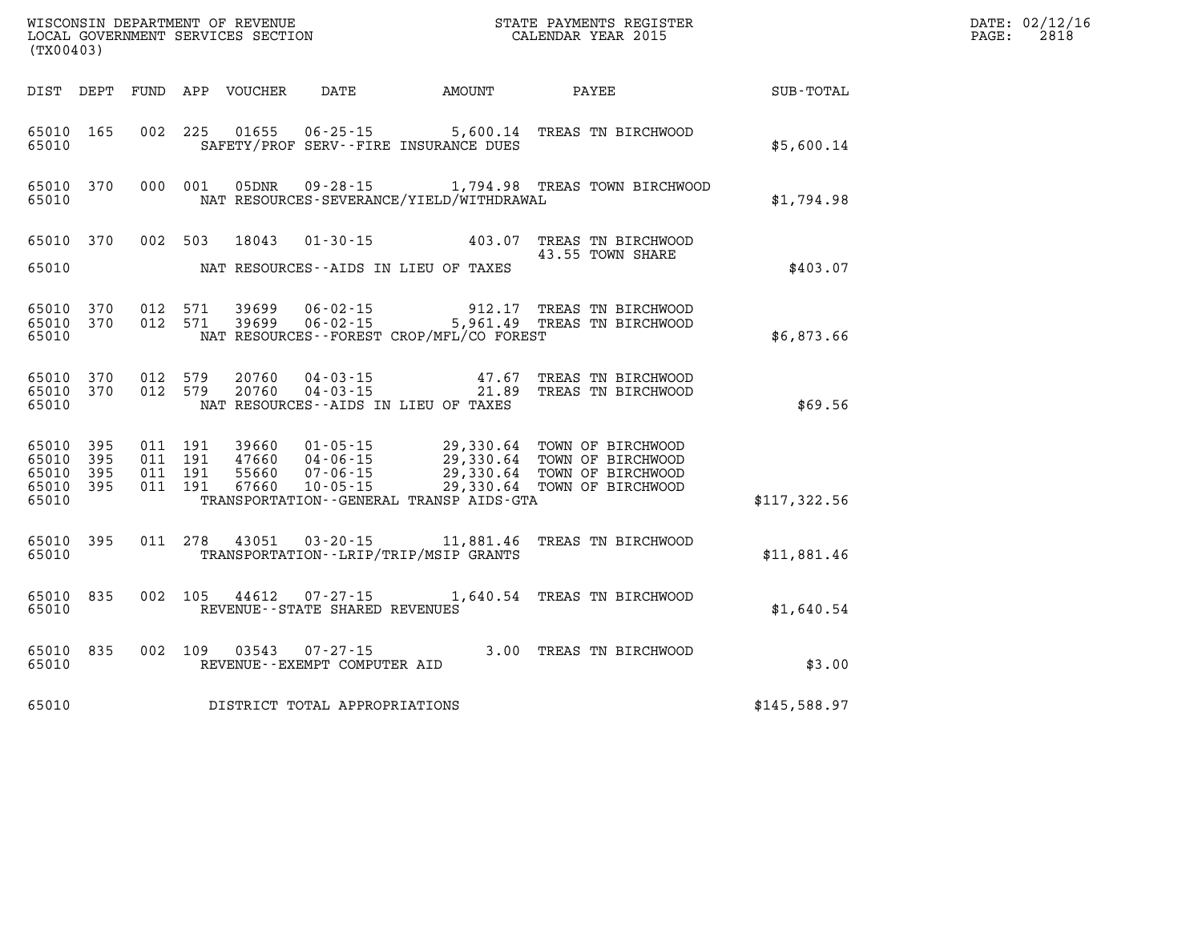WISCONSIN DEPARTMENT OF REVENUE
LOCAL GOVERNMENT SERVICES SECTION
(TX00403)

STATE PAYMENTS REGISTER
CALENDAR YEAR 2015

DATE: 02/12/16
PAGE: 2818

| DIST | DEPT | FUND | APP | VOUCHER | DATE | AMOUNT | PAYEE | SUB-TOTAL |
|---|---|---|---|---|---|---|---|---|
| 65010 | 165 | 002 | 225 | 01655 | 06-25-15 | 5,600.14 | TREAS TN BIRCHWOOD | |
| 65010 | | | | | SAFETY/PROF SERV--FIRE INSURANCE DUES | | | $5,600.14 |
| 65010 | 370 | 000 | 001 | 05DNR | 09-28-15 | 1,794.98 | TREAS TOWN BIRCHWOOD | |
| 65010 | | | | | NAT RESOURCES-SEVERANCE/YIELD/WITHDRAWAL | | | $1,794.98 |
| 65010 | 370 | 002 | 503 | 18043 | 01-30-15 | 403.07 | TREAS TN BIRCHWOOD | |
| | | | | | | | 43.55 TOWN SHARE | |
| 65010 | | | | | NAT RESOURCES--AIDS IN LIEU OF TAXES | | | $403.07 |
| 65010 | 370 | 012 | 571 | 39699 | 06-02-15 | 912.17 | TREAS TN BIRCHWOOD | |
| 65010 | 370 | 012 | 571 | 39699 | 06-02-15 | 5,961.49 | TREAS TN BIRCHWOOD | |
| 65010 | | | | | NAT RESOURCES--FOREST CROP/MFL/CO FOREST | | | $6,873.66 |
| 65010 | 370 | 012 | 579 | 20760 | 04-03-15 | 47.67 | TREAS TN BIRCHWOOD | |
| 65010 | 370 | 012 | 579 | 20760 | 04-03-15 | 21.89 | TREAS TN BIRCHWOOD | |
| 65010 | | | | | NAT RESOURCES--AIDS IN LIEU OF TAXES | | | $69.56 |
| 65010 | 395 | 011 | 191 | 39660 | 01-05-15 | 29,330.64 | TOWN OF BIRCHWOOD | |
| 65010 | 395 | 011 | 191 | 47660 | 04-06-15 | 29,330.64 | TOWN OF BIRCHWOOD | |
| 65010 | 395 | 011 | 191 | 55660 | 07-06-15 | 29,330.64 | TOWN OF BIRCHWOOD | |
| 65010 | 395 | 011 | 191 | 67660 | 10-05-15 | 29,330.64 | TOWN OF BIRCHWOOD | |
| 65010 | | | | | TRANSPORTATION--GENERAL TRANSP AIDS-GTA | | | $117,322.56 |
| 65010 | 395 | 011 | 278 | 43051 | 03-20-15 | 11,881.46 | TREAS TN BIRCHWOOD | |
| 65010 | | | | | TRANSPORTATION--LRIP/TRIP/MSIP GRANTS | | | $11,881.46 |
| 65010 | 835 | 002 | 105 | 44612 | 07-27-15 | 1,640.54 | TREAS TN BIRCHWOOD | |
| 65010 | | | | | REVENUE--STATE SHARED REVENUES | | | $1,640.54 |
| 65010 | 835 | 002 | 109 | 03543 | 07-27-15 | 3.00 | TREAS TN BIRCHWOOD | |
| 65010 | | | | | REVENUE--EXEMPT COMPUTER AID | | | $3.00 |
| 65010 | | | | | DISTRICT TOTAL APPROPRIATIONS | | | $145,588.97 |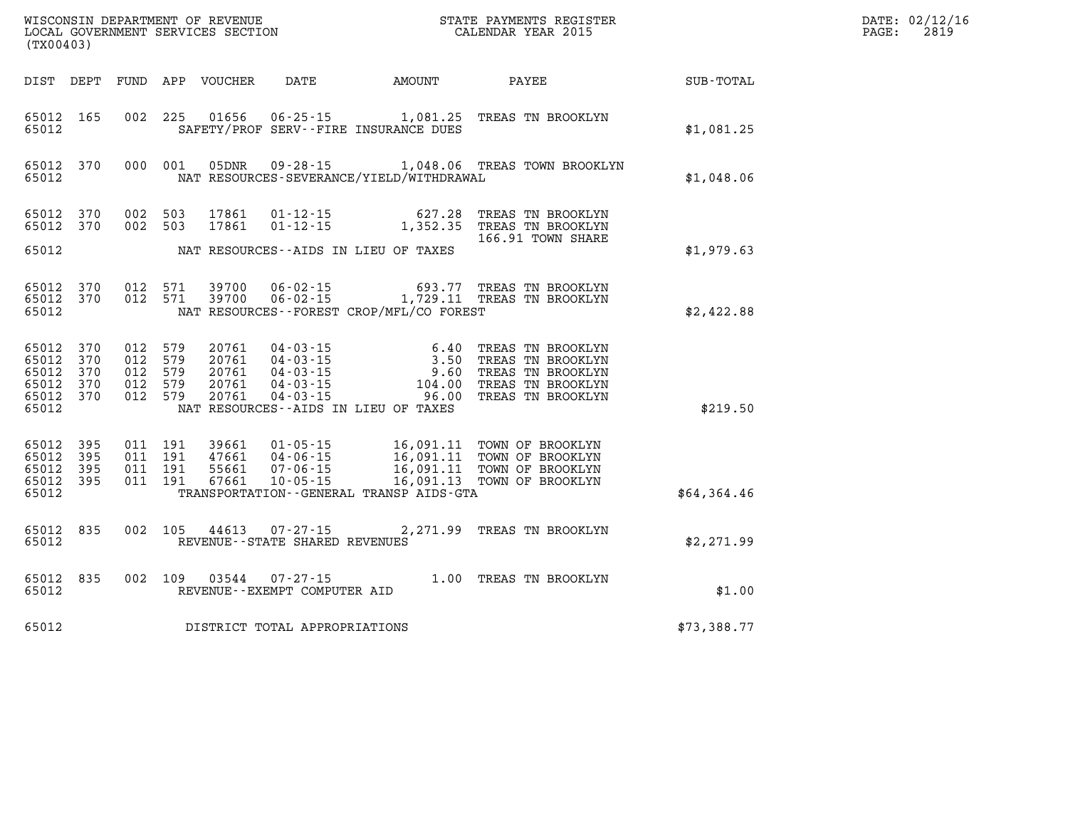WISCONSIN DEPARTMENT OF REVENUE
LOCAL GOVERNMENT SERVICES SECTION
(TX00403)

STATE PAYMENTS REGISTER
CALENDAR YEAR 2015

DATE: 02/12/16
PAGE: 2819

| DIST | DEPT | FUND | APP | VOUCHER | DATE | AMOUNT | PAYEE | SUB-TOTAL |
|---|---|---|---|---|---|---|---|---|
| 65012 | 165 | 002 | 225 | 01656 | 06-25-15 | 1,081.25 | TREAS TN BROOKLYN | |
| 65012 | | | | | SAFETY/PROF SERV--FIRE INSURANCE DUES | | | $1,081.25 |
| 65012 | 370 | 000 | 001 | 05DNR | 09-28-15 | 1,048.06 | TREAS TOWN BROOKLYN | |
| 65012 | | | | | NAT RESOURCES-SEVERANCE/YIELD/WITHDRAWAL | | | $1,048.06 |
| 65012 | 370 | 002 | 503 | 17861 | 01-12-15 | 627.28 | TREAS TN BROOKLYN | |
| 65012 | 370 | 002 | 503 | 17861 | 01-12-15 | 1,352.35 | TREAS TN BROOKLYN 166.91 TOWN SHARE | |
| 65012 | | | | | NAT RESOURCES--AIDS IN LIEU OF TAXES | | | $1,979.63 |
| 65012 | 370 | 012 | 571 | 39700 | 06-02-15 | 693.77 | TREAS TN BROOKLYN | |
| 65012 | 370 | 012 | 571 | 39700 | 06-02-15 | 1,729.11 | TREAS TN BROOKLYN | |
| 65012 | | | | | NAT RESOURCES--FOREST CROP/MFL/CO FOREST | | | $2,422.88 |
| 65012 | 370 | 012 | 579 | 20761 | 04-03-15 | 6.40 | TREAS TN BROOKLYN | |
| 65012 | 370 | 012 | 579 | 20761 | 04-03-15 | 3.50 | TREAS TN BROOKLYN | |
| 65012 | 370 | 012 | 579 | 20761 | 04-03-15 | 9.60 | TREAS TN BROOKLYN | |
| 65012 | 370 | 012 | 579 | 20761 | 04-03-15 | 104.00 | TREAS TN BROOKLYN | |
| 65012 | 370 | 012 | 579 | 20761 | 04-03-15 | 96.00 | TREAS TN BROOKLYN | |
| 65012 | | | | | NAT RESOURCES--AIDS IN LIEU OF TAXES | | | $219.50 |
| 65012 | 395 | 011 | 191 | 39661 | 01-05-15 | 16,091.11 | TOWN OF BROOKLYN | |
| 65012 | 395 | 011 | 191 | 47661 | 04-06-15 | 16,091.11 | TOWN OF BROOKLYN | |
| 65012 | 395 | 011 | 191 | 55661 | 07-06-15 | 16,091.11 | TOWN OF BROOKLYN | |
| 65012 | 395 | 011 | 191 | 67661 | 10-05-15 | 16,091.13 | TOWN OF BROOKLYN | |
| 65012 | | | | | TRANSPORTATION--GENERAL TRANSP AIDS-GTA | | | $64,364.46 |
| 65012 | 835 | 002 | 105 | 44613 | 07-27-15 | 2,271.99 | TREAS TN BROOKLYN | |
| 65012 | | | | | REVENUE--STATE SHARED REVENUES | | | $2,271.99 |
| 65012 | 835 | 002 | 109 | 03544 | 07-27-15 | 1.00 | TREAS TN BROOKLYN | |
| 65012 | | | | | REVENUE--EXEMPT COMPUTER AID | | | $1.00 |
| 65012 | | | | | DISTRICT TOTAL APPROPRIATIONS | | | $73,388.77 |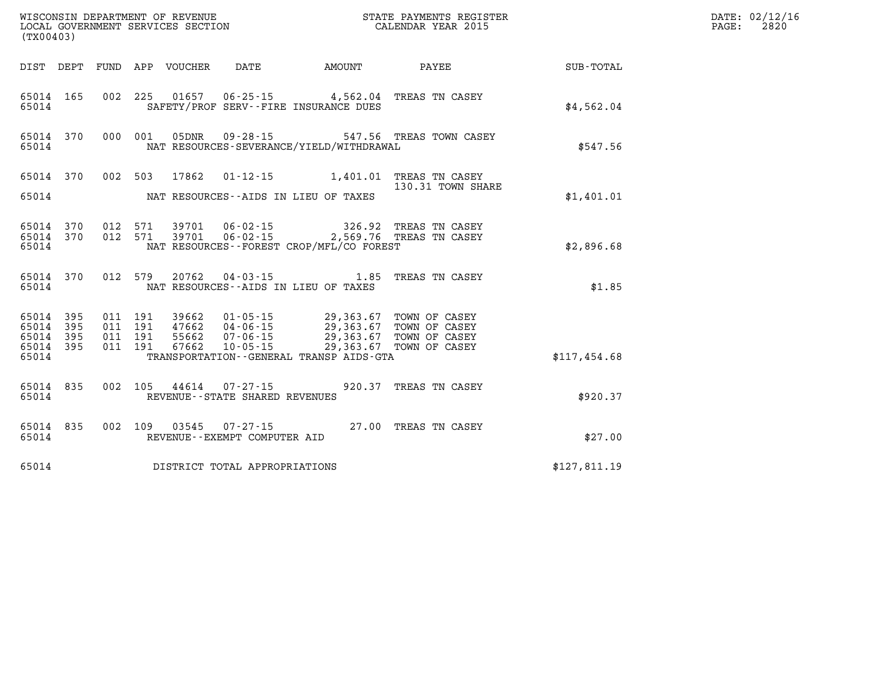WISCONSIN DEPARTMENT OF REVENUE
LOCAL GOVERNMENT SERVICES SECTION
(TX00403)

STATE PAYMENTS REGISTER
CALENDAR YEAR 2015

DATE: 02/12/16
PAGE: 2820

| DIST | DEPT | FUND | APP | VOUCHER | DATE | AMOUNT | PAYEE | SUB-TOTAL |
|---|---|---|---|---|---|---|---|---|
| 65014 | 165 | 002 | 225 | 01657 | 06-25-15 | 4,562.04 | TREAS TN CASEY | |
| 65014 | | | | SAFETY/PROF SERV--FIRE INSURANCE DUES | | | | $4,562.04 |
| 65014 | 370 | 000 | 001 | 05DNR | 09-28-15 | 547.56 | TREAS TOWN CASEY | |
| 65014 | | | | NAT RESOURCES-SEVERANCE/YIELD/WITHDRAWAL | | | | $547.56 |
| 65014 | 370 | 002 | 503 | 17862 | 01-12-15 | 1,401.01 | TREAS TN CASEY<br>130.31 TOWN SHARE | |
| 65014 | | | | NAT RESOURCES--AIDS IN LIEU OF TAXES | | | | $1,401.01 |
| 65014 | 370 | 012 | 571 | 39701 | 06-02-15 | 326.92 | TREAS TN CASEY | |
| 65014 | 370 | 012 | 571 | 39701 | 06-02-15 | 2,569.76 | TREAS TN CASEY | |
| 65014 | | | | NAT RESOURCES--FOREST CROP/MFL/CO FOREST | | | | $2,896.68 |
| 65014 | 370 | 012 | 579 | 20762 | 04-03-15 | 1.85 | TREAS TN CASEY | |
| 65014 | | | | NAT RESOURCES--AIDS IN LIEU OF TAXES | | | | $1.85 |
| 65014 | 395 | 011 | 191 | 39662 | 01-05-15 | 29,363.67 | TOWN OF CASEY | |
| 65014 | 395 | 011 | 191 | 47662 | 04-06-15 | 29,363.67 | TOWN OF CASEY | |
| 65014 | 395 | 011 | 191 | 55662 | 07-06-15 | 29,363.67 | TOWN OF CASEY | |
| 65014 | 395 | 011 | 191 | 67662 | 10-05-15 | 29,363.67 | TOWN OF CASEY | |
| 65014 | | | | TRANSPORTATION--GENERAL TRANSP AIDS-GTA | | | | $117,454.68 |
| 65014 | 835 | 002 | 105 | 44614 | 07-27-15 | 920.37 | TREAS TN CASEY | |
| 65014 | | | | REVENUE--STATE SHARED REVENUES | | | | $920.37 |
| 65014 | 835 | 002 | 109 | 03545 | 07-27-15 | 27.00 | TREAS TN CASEY | |
| 65014 | | | | REVENUE--EXEMPT COMPUTER AID | | | | $27.00 |
| 65014 | | | | DISTRICT TOTAL APPROPRIATIONS | | | | $127,811.19 |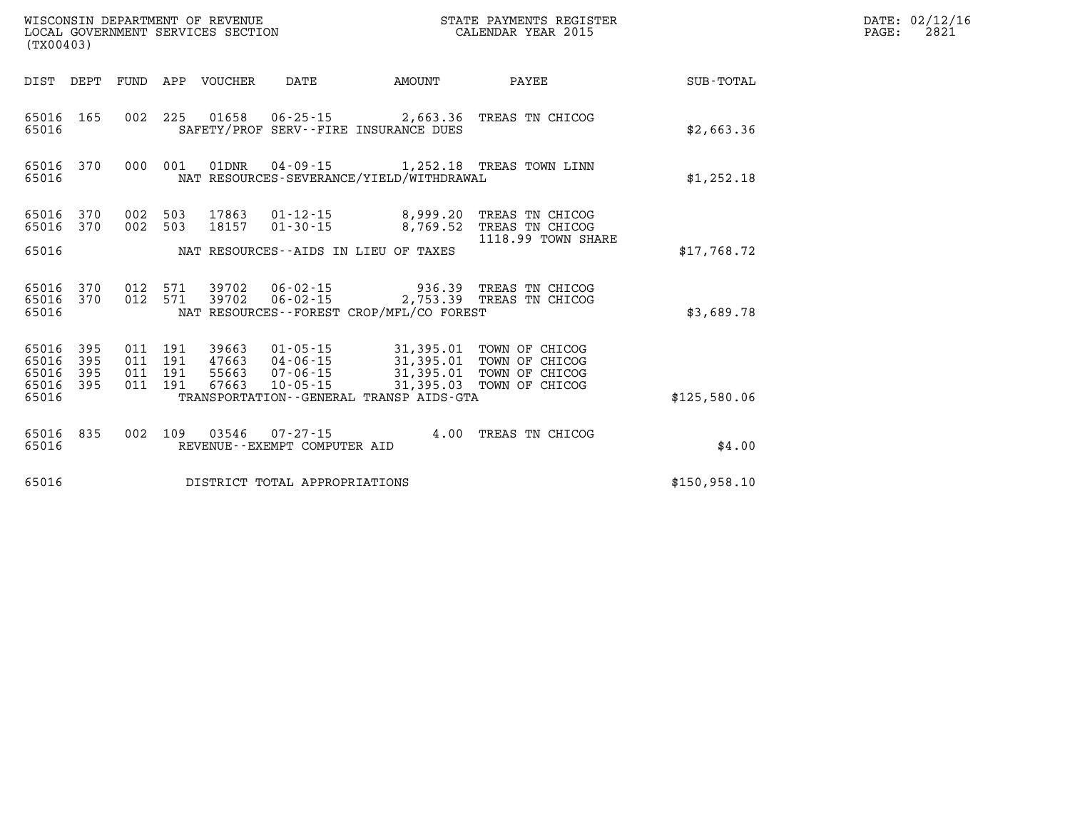WISCONSIN DEPARTMENT OF REVENUE
LOCAL GOVERNMENT SERVICES SECTION
(TX00403)

STATE PAYMENTS REGISTER
CALENDAR YEAR 2015

| DIST | DEPT | FUND | APP | VOUCHER | DATE | AMOUNT | PAYEE | SUB-TOTAL |
|---|---|---|---|---|---|---|---|---|
| 65016 | 165 | 002 | 225 | 01658 | 06-25-15 | 2,663.36 | TREAS TN CHICOG | |
| 65016 | | | | | SAFETY/PROF SERV--FIRE INSURANCE DUES | | | $2,663.36 |
| 65016 | 370 | 000 | 001 | 01DNR | 04-09-15 | 1,252.18 | TREAS TOWN LINN | |
| 65016 | | | | | NAT RESOURCES-SEVERANCE/YIELD/WITHDRAWAL | | | $1,252.18 |
| 65016 | 370 | 002 | 503 | 17863 | 01-12-15 | 8,999.20 | TREAS TN CHICOG | |
| 65016 | 370 | 002 | 503 | 18157 | 01-30-15 | 8,769.52 | TREAS TN CHICOG 1118.99 TOWN SHARE | |
| 65016 | | | | | NAT RESOURCES--AIDS IN LIEU OF TAXES | | | $17,768.72 |
| 65016 | 370 | 012 | 571 | 39702 | 06-02-15 | 936.39 | TREAS TN CHICOG | |
| 65016 | 370 | 012 | 571 | 39702 | 06-02-15 | 2,753.39 | TREAS TN CHICOG | |
| 65016 | | | | | NAT RESOURCES--FOREST CROP/MFL/CO FOREST | | | $3,689.78 |
| 65016 | 395 | 011 | 191 | 39663 | 01-05-15 | 31,395.01 | TOWN OF CHICOG | |
| 65016 | 395 | 011 | 191 | 47663 | 04-06-15 | 31,395.01 | TOWN OF CHICOG | |
| 65016 | 395 | 011 | 191 | 55663 | 07-06-15 | 31,395.01 | TOWN OF CHICOG | |
| 65016 | 395 | 011 | 191 | 67663 | 10-05-15 | 31,395.03 | TOWN OF CHICOG | |
| 65016 | | | | | TRANSPORTATION--GENERAL TRANSP AIDS-GTA | | | $125,580.06 |
| 65016 | 835 | 002 | 109 | 03546 | 07-27-15 | 4.00 | TREAS TN CHICOG | |
| 65016 | | | | | REVENUE--EXEMPT COMPUTER AID | | | $4.00 |
| 65016 | | | | | DISTRICT TOTAL APPROPRIATIONS | | | $150,958.10 |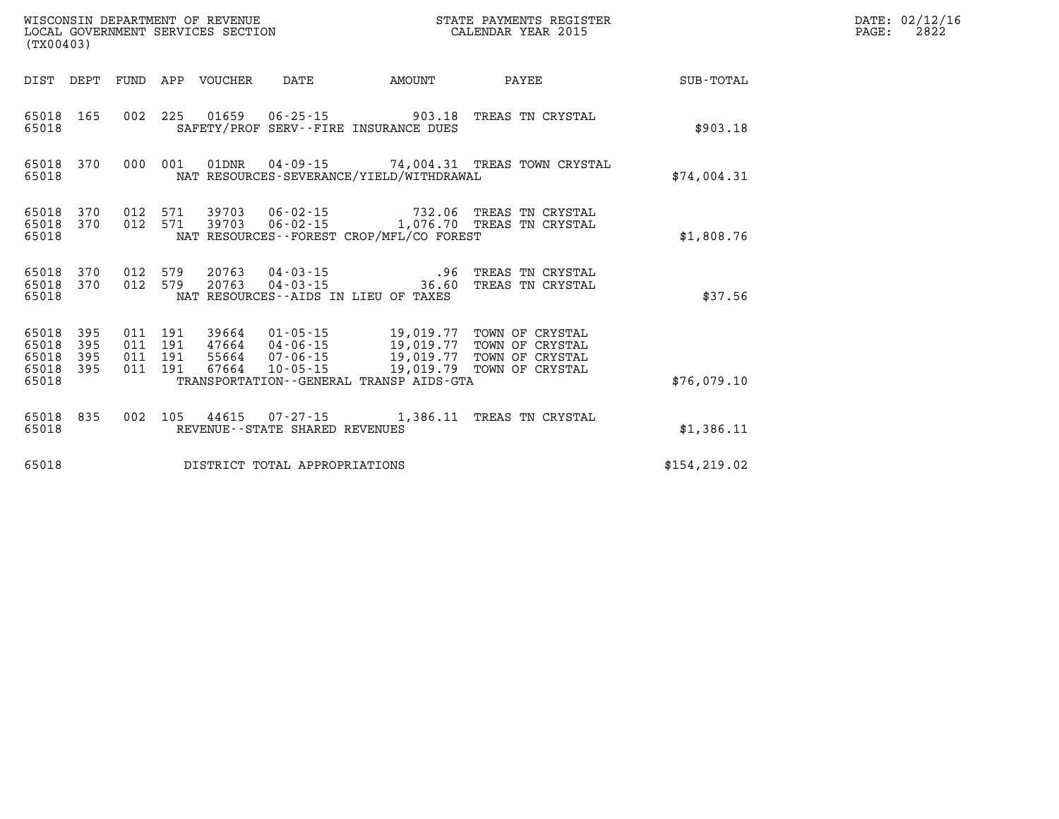WISCONSIN DEPARTMENT OF REVENUE
LOCAL GOVERNMENT SERVICES SECTION
(TX00403)

STATE PAYMENTS REGISTER
CALENDAR YEAR 2015

DATE: 02/12/16
PAGE: 2822

| DIST | DEPT | FUND | APP | VOUCHER | DATE | AMOUNT | PAYEE | SUB-TOTAL |
|---|---|---|---|---|---|---|---|---|
| 65018 | 165 | 002 | 225 | 01659 | 06-25-15 | 903.18 | TREAS TN CRYSTAL | |
| 65018 | | | | SAFETY/PROF SERV--FIRE INSURANCE DUES | | | | $903.18 |
| 65018 | 370 | 000 | 001 | 01DNR | 04-09-15 | 74,004.31 | TREAS TOWN CRYSTAL | |
| 65018 | | | | NAT RESOURCES-SEVERANCE/YIELD/WITHDRAWAL | | | | $74,004.31 |
| 65018 | 370 | 012 | 571 | 39703 | 06-02-15 | 732.06 | TREAS TN CRYSTAL | |
| 65018 | 370 | 012 | 571 | 39703 | 06-02-15 | 1,076.70 | TREAS TN CRYSTAL | |
| 65018 | | | | NAT RESOURCES--FOREST CROP/MFL/CO FOREST | | | | $1,808.76 |
| 65018 | 370 | 012 | 579 | 20763 | 04-03-15 | .96 | TREAS TN CRYSTAL | |
| 65018 | 370 | 012 | 579 | 20763 | 04-03-15 | 36.60 | TREAS TN CRYSTAL | |
| 65018 | | | | NAT RESOURCES--AIDS IN LIEU OF TAXES | | | | $37.56 |
| 65018 | 395 | 011 | 191 | 39664 | 01-05-15 | 19,019.77 | TOWN OF CRYSTAL | |
| 65018 | 395 | 011 | 191 | 47664 | 04-06-15 | 19,019.77 | TOWN OF CRYSTAL | |
| 65018 | 395 | 011 | 191 | 55664 | 07-06-15 | 19,019.77 | TOWN OF CRYSTAL | |
| 65018 | 395 | 011 | 191 | 67664 | 10-05-15 | 19,019.79 | TOWN OF CRYSTAL | |
| 65018 | | | | TRANSPORTATION--GENERAL TRANSP AIDS-GTA | | | | $76,079.10 |
| 65018 | 835 | 002 | 105 | 44615 | 07-27-15 | 1,386.11 | TREAS TN CRYSTAL | |
| 65018 | | | | REVENUE--STATE SHARED REVENUES | | | | $1,386.11 |
| 65018 | | | | DISTRICT TOTAL APPROPRIATIONS | | | | $154,219.02 |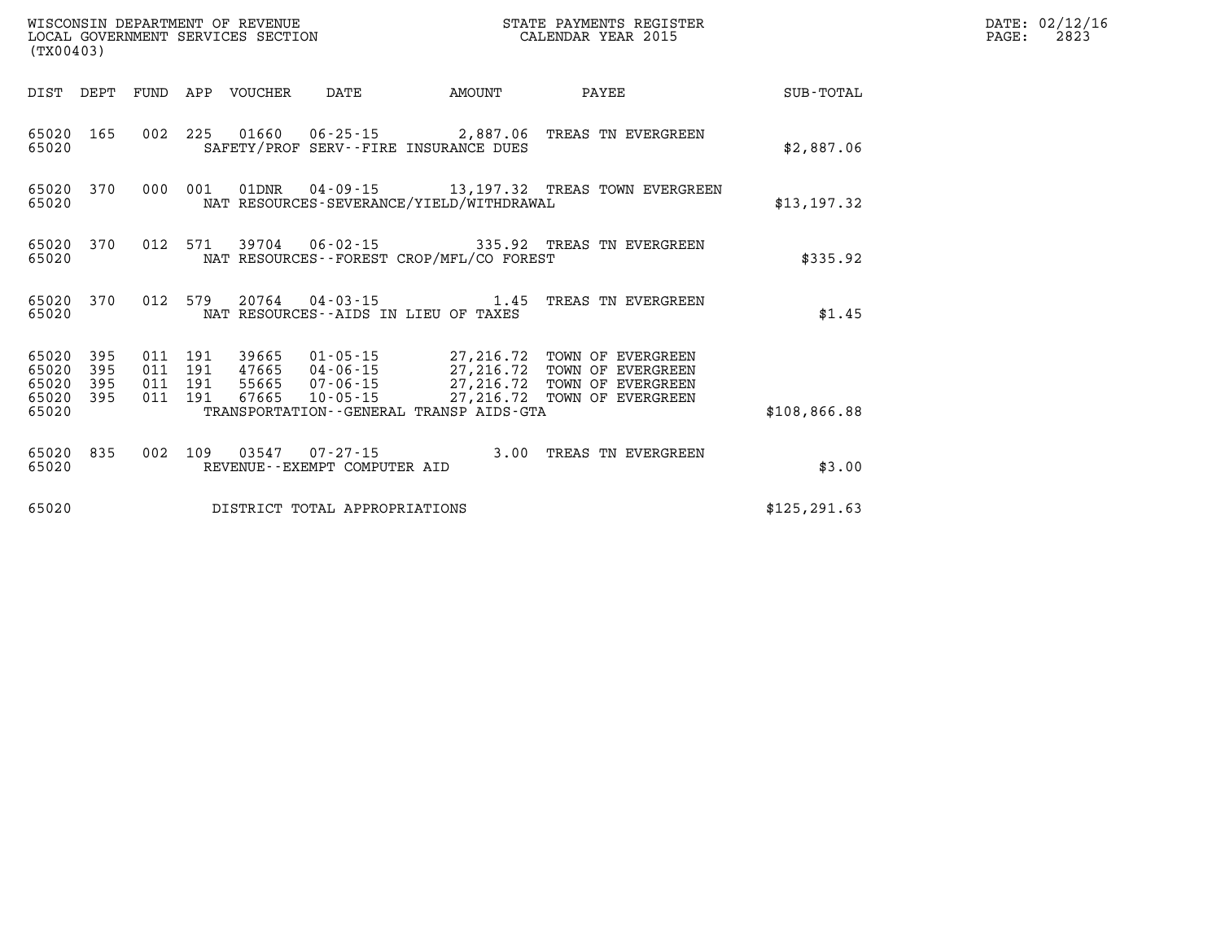WISCONSIN DEPARTMENT OF REVENUE
LOCAL GOVERNMENT SERVICES SECTION
(TX00403)

STATE PAYMENTS REGISTER
CALENDAR YEAR 2015

DATE: 02/12/16
PAGE: 2823

| DIST | DEPT | FUND | APP | VOUCHER | DATE | AMOUNT | PAYEE | SUB-TOTAL |
|---|---|---|---|---|---|---|---|---|
| 65020 | 165 | 002 | 225 | 01660 | 06-25-15 | 2,887.06 | TREAS TN EVERGREEN | |
| 65020 | | | | SAFETY/PROF SERV--FIRE INSURANCE DUES | | | | $2,887.06 |
| 65020 | 370 | 000 | 001 | 01DNR | 04-09-15 | 13,197.32 | TREAS TOWN EVERGREEN | |
| 65020 | | | | NAT RESOURCES-SEVERANCE/YIELD/WITHDRAWAL | | | | $13,197.32 |
| 65020 | 370 | 012 | 571 | 39704 | 06-02-15 | 335.92 | TREAS TN EVERGREEN | |
| 65020 | | | | NAT RESOURCES--FOREST CROP/MFL/CO FOREST | | | | $335.92 |
| 65020 | 370 | 012 | 579 | 20764 | 04-03-15 | 1.45 | TREAS TN EVERGREEN | |
| 65020 | | | | NAT RESOURCES--AIDS IN LIEU OF TAXES | | | | $1.45 |
| 65020 | 395 | 011 | 191 | 39665 | 01-05-15 | 27,216.72 | TOWN OF EVERGREEN | |
| 65020 | 395 | 011 | 191 | 47665 | 04-06-15 | 27,216.72 | TOWN OF EVERGREEN | |
| 65020 | 395 | 011 | 191 | 55665 | 07-06-15 | 27,216.72 | TOWN OF EVERGREEN | |
| 65020 | 395 | 011 | 191 | 67665 | 10-05-15 | 27,216.72 | TOWN OF EVERGREEN | |
| 65020 | | | | TRANSPORTATION--GENERAL TRANSP AIDS-GTA | | | | $108,866.88 |
| 65020 | 835 | 002 | 109 | 03547 | 07-27-15 | 3.00 | TREAS TN EVERGREEN | |
| 65020 | | | | REVENUE--EXEMPT COMPUTER AID | | | | $3.00 |
| 65020 | | | | DISTRICT TOTAL APPROPRIATIONS | | | | $125,291.63 |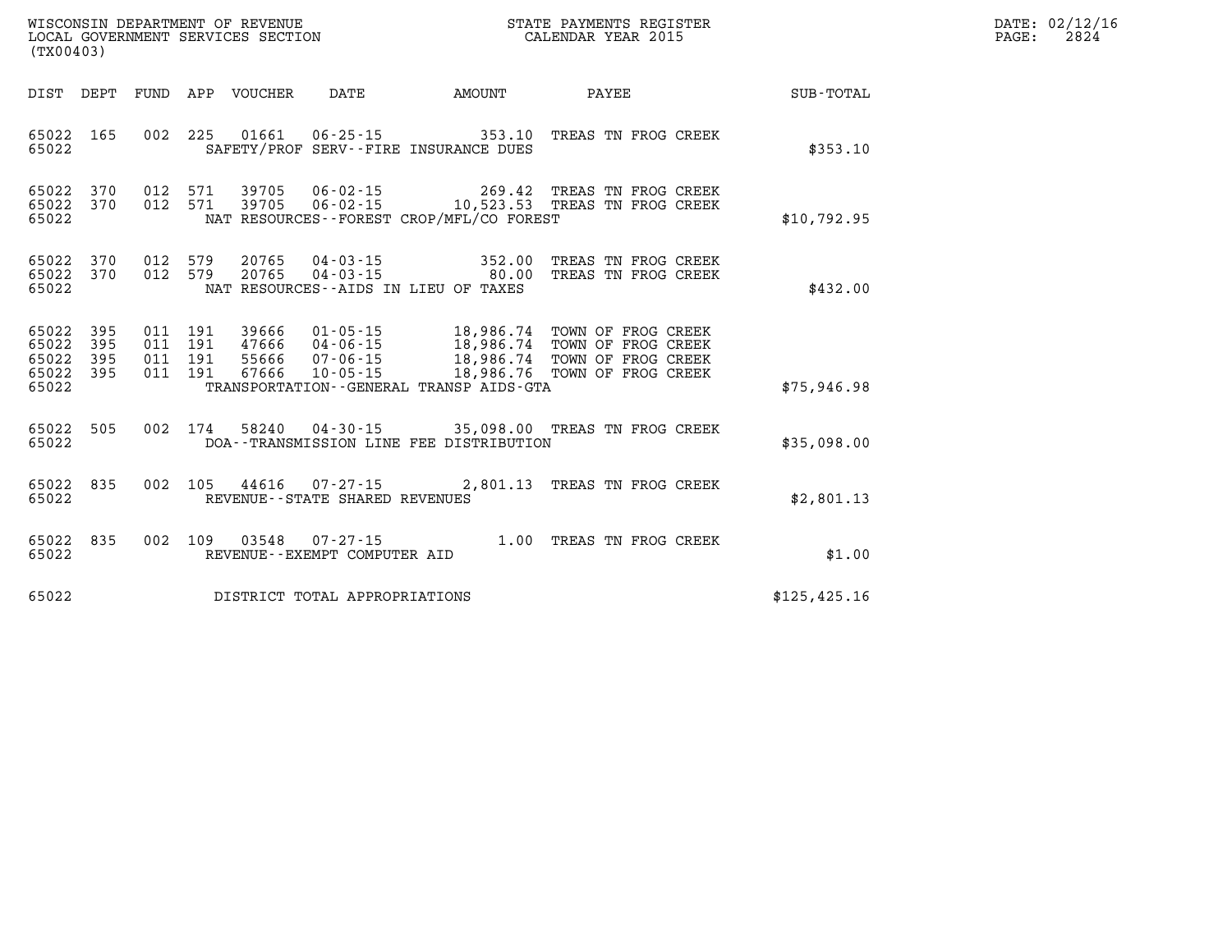WISCONSIN DEPARTMENT OF REVENUE
LOCAL GOVERNMENT SERVICES SECTION
(TX00403)

STATE PAYMENTS REGISTER
CALENDAR YEAR 2015

DATE: 02/12/16

| DIST | DEPT | FUND | APP | VOUCHER | DATE | AMOUNT | PAYEE | SUB-TOTAL |
|---|---|---|---|---|---|---|---|---|
| 65022 | 165 | 002 | 225 | 01661 | 06-25-15 | 353.10 | TREAS TN FROG CREEK | |
| 65022 | | | | | SAFETY/PROF SERV--FIRE INSURANCE DUES | | | $353.10 |
| 65022 | 370 | 012 | 571 | 39705 | 06-02-15 | 269.42 | TREAS TN FROG CREEK | |
| 65022 | 370 | 012 | 571 | 39705 | 06-02-15 | 10,523.53 | TREAS TN FROG CREEK | |
| 65022 | | | | | NAT RESOURCES--FOREST CROP/MFL/CO FOREST | | | $10,792.95 |
| 65022 | 370 | 012 | 579 | 20765 | 04-03-15 | 352.00 | TREAS TN FROG CREEK | |
| 65022 | 370 | 012 | 579 | 20765 | 04-03-15 | 80.00 | TREAS TN FROG CREEK | |
| 65022 | | | | | NAT RESOURCES--AIDS IN LIEU OF TAXES | | | $432.00 |
| 65022 | 395 | 011 | 191 | 39666 | 01-05-15 | 18,986.74 | TOWN OF FROG CREEK | |
| 65022 | 395 | 011 | 191 | 47666 | 04-06-15 | 18,986.74 | TOWN OF FROG CREEK | |
| 65022 | 395 | 011 | 191 | 55666 | 07-06-15 | 18,986.74 | TOWN OF FROG CREEK | |
| 65022 | 395 | 011 | 191 | 67666 | 10-05-15 | 18,986.76 | TOWN OF FROG CREEK | |
| 65022 | | | | | TRANSPORTATION--GENERAL TRANSP AIDS-GTA | | | $75,946.98 |
| 65022 | 505 | 002 | 174 | 58240 | 04-30-15 | 35,098.00 | TREAS TN FROG CREEK | |
| 65022 | | | | | DOA--TRANSMISSION LINE FEE DISTRIBUTION | | | $35,098.00 |
| 65022 | 835 | 002 | 105 | 44616 | 07-27-15 | 2,801.13 | TREAS TN FROG CREEK | |
| 65022 | | | | | REVENUE--STATE SHARED REVENUES | | | $2,801.13 |
| 65022 | 835 | 002 | 109 | 03548 | 07-27-15 | 1.00 | TREAS TN FROG CREEK | |
| 65022 | | | | | REVENUE--EXEMPT COMPUTER AID | | | $1.00 |
| 65022 | | | | | DISTRICT TOTAL APPROPRIATIONS | | | $125,425.16 |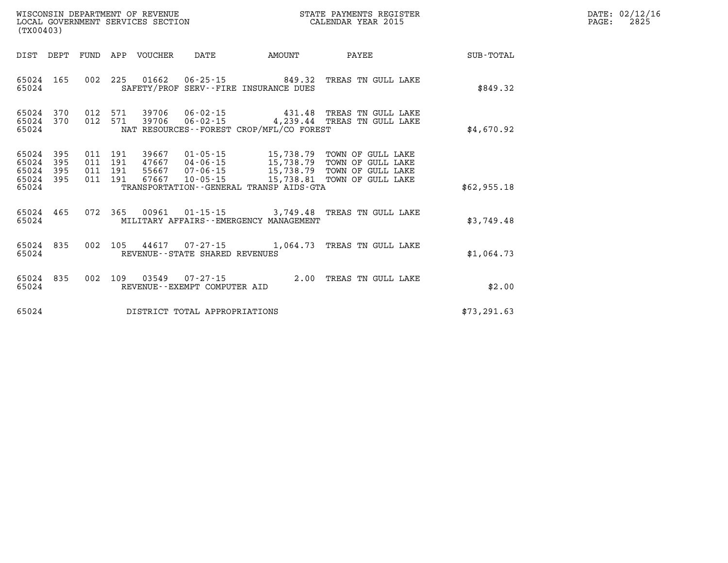WISCONSIN DEPARTMENT OF REVENUE
LOCAL GOVERNMENT SERVICES SECTION
(TX00403)

STATE PAYMENTS REGISTER
CALENDAR YEAR 2015

DATE: 02/12/16
PAGE: 2825

| DIST | DEPT | FUND | APP | VOUCHER | DATE | AMOUNT | PAYEE | SUB-TOTAL |
|---|---|---|---|---|---|---|---|---|
| 65024 | 165 | 002 | 225 | 01662 | 06-25-15 | 849.32 | TREAS TN GULL LAKE | |
| 65024 | | | | SAFETY/PROF SERV--FIRE INSURANCE DUES | | | | $849.32 |
| 65024 | 370 | 012 | 571 | 39706 | 06-02-15 | 431.48 | TREAS TN GULL LAKE | |
| 65024 | 370 | 012 | 571 | 39706 | 06-02-15 | 4,239.44 | TREAS TN GULL LAKE | |
| 65024 | | | | NAT RESOURCES--FOREST CROP/MFL/CO FOREST | | | | $4,670.92 |
| 65024 | 395 | 011 | 191 | 39667 | 01-05-15 | 15,738.79 | TOWN OF GULL LAKE | |
| 65024 | 395 | 011 | 191 | 47667 | 04-06-15 | 15,738.79 | TOWN OF GULL LAKE | |
| 65024 | 395 | 011 | 191 | 55667 | 07-06-15 | 15,738.79 | TOWN OF GULL LAKE | |
| 65024 | 395 | 011 | 191 | 67667 | 10-05-15 | 15,738.81 | TOWN OF GULL LAKE | |
| 65024 | | | | TRANSPORTATION--GENERAL TRANSP AIDS-GTA | | | | $62,955.18 |
| 65024 | 465 | 072 | 365 | 00961 | 01-15-15 | 3,749.48 | TREAS TN GULL LAKE | |
| 65024 | | | | MILITARY AFFAIRS--EMERGENCY MANAGEMENT | | | | $3,749.48 |
| 65024 | 835 | 002 | 105 | 44617 | 07-27-15 | 1,064.73 | TREAS TN GULL LAKE | |
| 65024 | | | | REVENUE--STATE SHARED REVENUES | | | | $1,064.73 |
| 65024 | 835 | 002 | 109 | 03549 | 07-27-15 | 2.00 | TREAS TN GULL LAKE | |
| 65024 | | | | REVENUE--EXEMPT COMPUTER AID | | | | $2.00 |
| 65024 | | | | DISTRICT TOTAL APPROPRIATIONS | | | | $73,291.63 |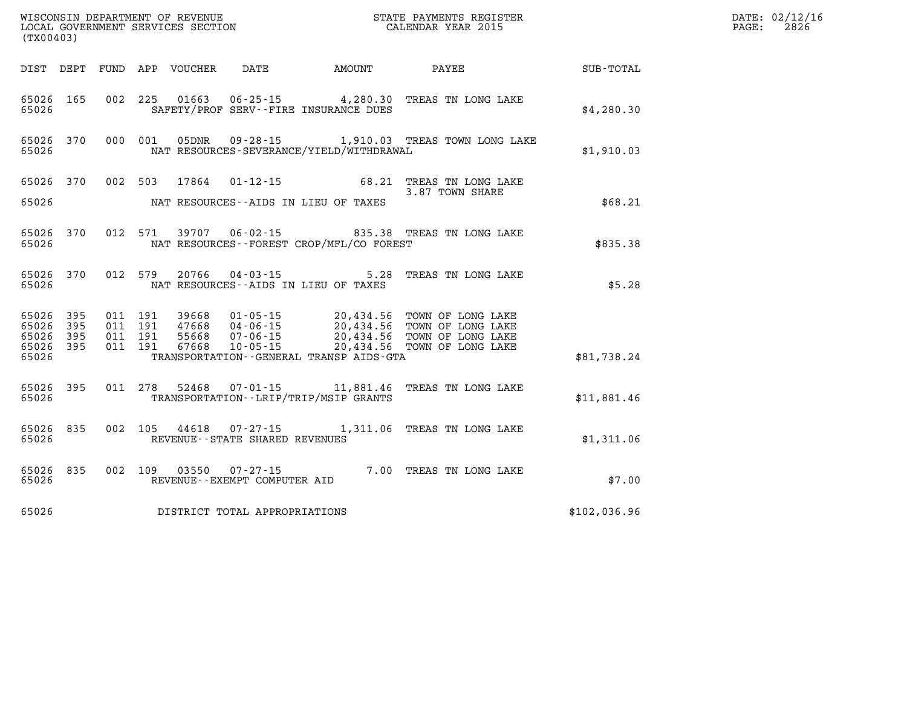WISCONSIN DEPARTMENT OF REVENUE
LOCAL GOVERNMENT SERVICES SECTION
(TX00403)

STATE PAYMENTS REGISTER
CALENDAR YEAR 2015

DATE: 02/12/16
PAGE: 2826

| DIST | DEPT | FUND | APP | VOUCHER | DATE | AMOUNT | PAYEE | SUB-TOTAL |
|---|---|---|---|---|---|---|---|---|
| 65026 | 165 | 002 | 225 | 01663 | 06-25-15 | 4,280.30 | TREAS TN LONG LAKE | |
| 65026 | | | | SAFETY/PROF SERV--FIRE INSURANCE DUES | | | | $4,280.30 |
| 65026 | 370 | 000 | 001 | 05DNR | 09-28-15 | 1,910.03 | TREAS TOWN LONG LAKE | |
| 65026 | | | | NAT RESOURCES-SEVERANCE/YIELD/WITHDRAWAL | | | | $1,910.03 |
| 65026 | 370 | 002 | 503 | 17864 | 01-12-15 | 68.21 | TREAS TN LONG LAKE 3.87 TOWN SHARE | |
| 65026 | | | | NAT RESOURCES--AIDS IN LIEU OF TAXES | | | | $68.21 |
| 65026 | 370 | 012 | 571 | 39707 | 06-02-15 | 835.38 | TREAS TN LONG LAKE | |
| 65026 | | | | NAT RESOURCES--FOREST CROP/MFL/CO FOREST | | | | $835.38 |
| 65026 | 370 | 012 | 579 | 20766 | 04-03-15 | 5.28 | TREAS TN LONG LAKE | |
| 65026 | | | | NAT RESOURCES--AIDS IN LIEU OF TAXES | | | | $5.28 |
| 65026 | 395 | 011 | 191 | 39668 | 01-05-15 | 20,434.56 | TOWN OF LONG LAKE | |
| 65026 | 395 | 011 | 191 | 47668 | 04-06-15 | 20,434.56 | TOWN OF LONG LAKE | |
| 65026 | 395 | 011 | 191 | 55668 | 07-06-15 | 20,434.56 | TOWN OF LONG LAKE | |
| 65026 | 395 | 011 | 191 | 67668 | 10-05-15 | 20,434.56 | TOWN OF LONG LAKE | |
| 65026 | | | | TRANSPORTATION--GENERAL TRANSP AIDS-GTA | | | | $81,738.24 |
| 65026 | 395 | 011 | 278 | 52468 | 07-01-15 | 11,881.46 | TREAS TN LONG LAKE | |
| 65026 | | | | TRANSPORTATION--LRIP/TRIP/MSIP GRANTS | | | | $11,881.46 |
| 65026 | 835 | 002 | 105 | 44618 | 07-27-15 | 1,311.06 | TREAS TN LONG LAKE | |
| 65026 | | | | REVENUE--STATE SHARED REVENUES | | | | $1,311.06 |
| 65026 | 835 | 002 | 109 | 03550 | 07-27-15 | 7.00 | TREAS TN LONG LAKE | |
| 65026 | | | | REVENUE--EXEMPT COMPUTER AID | | | | $7.00 |
| 65026 | | | | DISTRICT TOTAL APPROPRIATIONS | | | | $102,036.96 |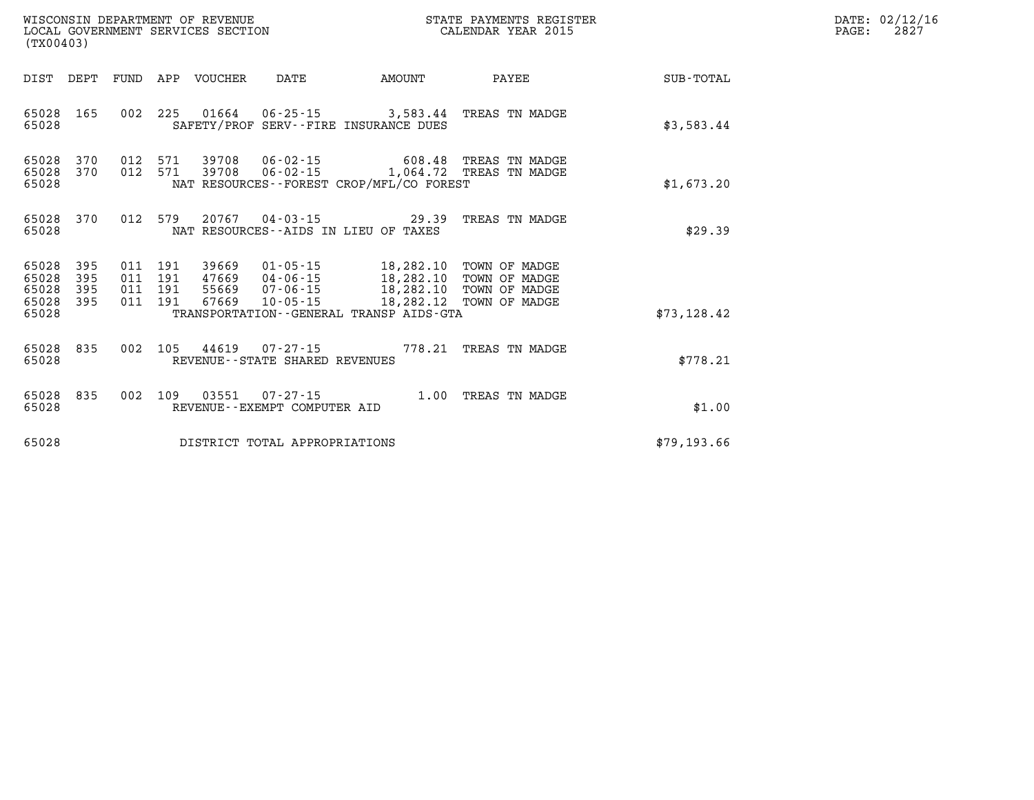WISCONSIN DEPARTMENT OF REVENUE
LOCAL GOVERNMENT SERVICES SECTION
(TX00403)

STATE PAYMENTS REGISTER
CALENDAR YEAR 2015

DATE: 02/12/16

| DIST | DEPT | FUND | APP | VOUCHER | DATE | AMOUNT | PAYEE | SUB-TOTAL |
|---|---|---|---|---|---|---|---|---|
| 65028 | 165 | 002 | 225 | 01664 | 06-25-15 | 3,583.44 | TREAS TN MADGE | |
| 65028 | | | | SAFETY/PROF SERV--FIRE INSURANCE DUES | | | | $3,583.44 |
| 65028 | 370 | 012 | 571 | 39708 | 06-02-15 | 608.48 | TREAS TN MADGE | |
| 65028 | 370 | 012 | 571 | 39708 | 06-02-15 | 1,064.72 | TREAS TN MADGE | |
| 65028 | | | | NAT RESOURCES--FOREST CROP/MFL/CO FOREST | | | | $1,673.20 |
| 65028 | 370 | 012 | 579 | 20767 | 04-03-15 | 29.39 | TREAS TN MADGE | |
| 65028 | | | | NAT RESOURCES--AIDS IN LIEU OF TAXES | | | | $29.39 |
| 65028 | 395 | 011 | 191 | 39669 | 01-05-15 | 18,282.10 | TOWN OF MADGE | |
| 65028 | 395 | 011 | 191 | 47669 | 04-06-15 | 18,282.10 | TOWN OF MADGE | |
| 65028 | 395 | 011 | 191 | 55669 | 07-06-15 | 18,282.10 | TOWN OF MADGE | |
| 65028 | 395 | 011 | 191 | 67669 | 10-05-15 | 18,282.12 | TOWN OF MADGE | |
| 65028 | | | | TRANSPORTATION--GENERAL TRANSP AIDS-GTA | | | | $73,128.42 |
| 65028 | 835 | 002 | 105 | 44619 | 07-27-15 | 778.21 | TREAS TN MADGE | |
| 65028 | | | | REVENUE--STATE SHARED REVENUES | | | | $778.21 |
| 65028 | 835 | 002 | 109 | 03551 | 07-27-15 | 1.00 | TREAS TN MADGE | |
| 65028 | | | | REVENUE--EXEMPT COMPUTER AID | | | | $1.00 |
| 65028 | | | | DISTRICT TOTAL APPROPRIATIONS | | | | $79,193.66 |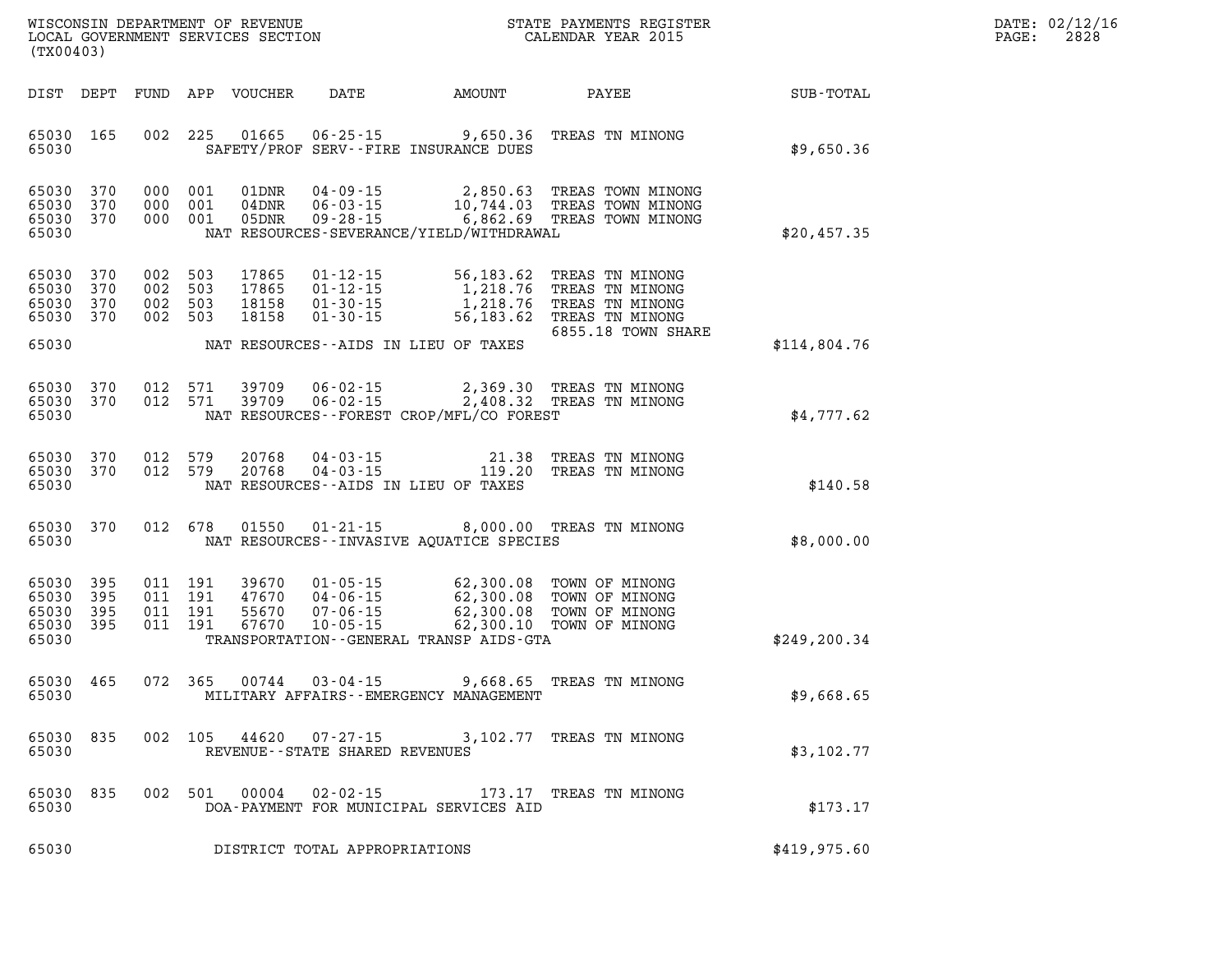WISCONSIN DEPARTMENT OF REVENUE
LOCAL GOVERNMENT SERVICES SECTION
(TX00403)

STATE PAYMENTS REGISTER
CALENDAR YEAR 2015

DATE: 02/12/16
PAGE: 2828

| DIST | DEPT | FUND | APP | VOUCHER | DATE | AMOUNT | PAYEE | SUB-TOTAL |
|---|---|---|---|---|---|---|---|---|
| 65030 | 165 | 002 | 225 | 01665 | 06-25-15 | 9,650.36 | TREAS TN MINONG | |
| 65030 | | | | | SAFETY/PROF SERV--FIRE INSURANCE DUES | | | $9,650.36 |
| 65030 | 370 | 000 | 001 | 01DNR | 04-09-15 | 2,850.63 | TREAS TOWN MINONG | |
| 65030 | 370 | 000 | 001 | 04DNR | 06-03-15 | 10,744.03 | TREAS TOWN MINONG | |
| 65030 | 370 | 000 | 001 | 05DNR | 09-28-15 | 6,862.69 | TREAS TOWN MINONG | |
| 65030 | | | | | NAT RESOURCES-SEVERANCE/YIELD/WITHDRAWAL | | | $20,457.35 |
| 65030 | 370 | 002 | 503 | 17865 | 01-12-15 | 56,183.62 | TREAS TN MINONG | |
| 65030 | 370 | 002 | 503 | 17865 | 01-12-15 | 1,218.76 | TREAS TN MINONG | |
| 65030 | 370 | 002 | 503 | 18158 | 01-30-15 | 1,218.76 | TREAS TN MINONG | |
| 65030 | 370 | 002 | 503 | 18158 | 01-30-15 | 56,183.62 | TREAS TN MINONG 6855.18 TOWN SHARE | |
| 65030 | | | | | NAT RESOURCES--AIDS IN LIEU OF TAXES | | | $114,804.76 |
| 65030 | 370 | 012 | 571 | 39709 | 06-02-15 | 2,369.30 | TREAS TN MINONG | |
| 65030 | 370 | 012 | 571 | 39709 | 06-02-15 | 2,408.32 | TREAS TN MINONG | |
| 65030 | | | | | NAT RESOURCES--FOREST CROP/MFL/CO FOREST | | | $4,777.62 |
| 65030 | 370 | 012 | 579 | 20768 | 04-03-15 | 21.38 | TREAS TN MINONG | |
| 65030 | 370 | 012 | 579 | 20768 | 04-03-15 | 119.20 | TREAS TN MINONG | |
| 65030 | | | | | NAT RESOURCES--AIDS IN LIEU OF TAXES | | | $140.58 |
| 65030 | 370 | 012 | 678 | 01550 | 01-21-15 | 8,000.00 | TREAS TN MINONG | |
| 65030 | | | | | NAT RESOURCES--INVASIVE AQUATICE SPECIES | | | $8,000.00 |
| 65030 | 395 | 011 | 191 | 39670 | 01-05-15 | 62,300.08 | TOWN OF MINONG | |
| 65030 | 395 | 011 | 191 | 47670 | 04-06-15 | 62,300.08 | TOWN OF MINONG | |
| 65030 | 395 | 011 | 191 | 55670 | 07-06-15 | 62,300.08 | TOWN OF MINONG | |
| 65030 | 395 | 011 | 191 | 67670 | 10-05-15 | 62,300.10 | TOWN OF MINONG | |
| 65030 | | | | | TRANSPORTATION--GENERAL TRANSP AIDS-GTA | | | $249,200.34 |
| 65030 | 465 | 072 | 365 | 00744 | 03-04-15 | 9,668.65 | TREAS TN MINONG | |
| 65030 | | | | | MILITARY AFFAIRS--EMERGENCY MANAGEMENT | | | $9,668.65 |
| 65030 | 835 | 002 | 105 | 44620 | 07-27-15 | 3,102.77 | TREAS TN MINONG | |
| 65030 | | | | | REVENUE--STATE SHARED REVENUES | | | $3,102.77 |
| 65030 | 835 | 002 | 501 | 00004 | 02-02-15 | 173.17 | TREAS TN MINONG | |
| 65030 | | | | | DOA-PAYMENT FOR MUNICIPAL SERVICES AID | | | $173.17 |
| 65030 | | | | | DISTRICT TOTAL APPROPRIATIONS | | | $419,975.60 |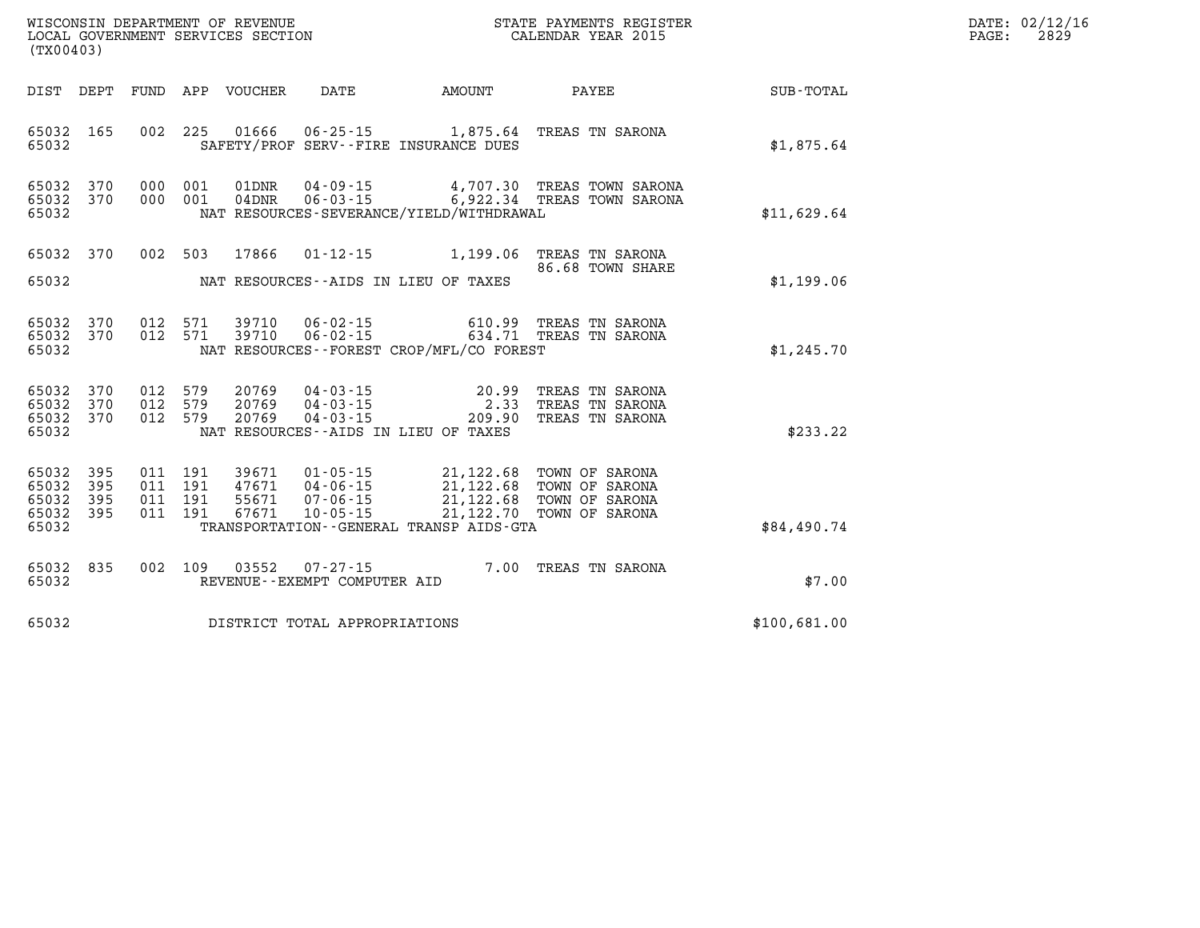WISCONSIN DEPARTMENT OF REVENUE
LOCAL GOVERNMENT SERVICES SECTION
(TX00403)

STATE PAYMENTS REGISTER
CALENDAR YEAR 2015

DATE: 02/12/16
PAGE: 2829

| DIST | DEPT | FUND | APP | VOUCHER | DATE | AMOUNT | PAYEE | SUB-TOTAL |
|---|---|---|---|---|---|---|---|---|
| 65032 | 165 | 002 | 225 | 01666 | 06-25-15 | 1,875.64 | TREAS TN SARONA | |
| 65032 | | | | SAFETY/PROF SERV--FIRE INSURANCE DUES | | | | $1,875.64 |
| 65032 | 370 | 000 | 001 | 01DNR | 04-09-15 | 4,707.30 | TREAS TOWN SARONA | |
| 65032 | 370 | 000 | 001 | 04DNR | 06-03-15 | 6,922.34 | TREAS TOWN SARONA | |
| 65032 | | | | NAT RESOURCES-SEVERANCE/YIELD/WITHDRAWAL | | | | $11,629.64 |
| 65032 | 370 | 002 | 503 | 17866 | 01-12-15 | 1,199.06 | TREAS TN SARONA | |
| | | | | | | | 86.68 TOWN SHARE | |
| 65032 | | | | NAT RESOURCES--AIDS IN LIEU OF TAXES | | | | $1,199.06 |
| 65032 | 370 | 012 | 571 | 39710 | 06-02-15 | 610.99 | TREAS TN SARONA | |
| 65032 | 370 | 012 | 571 | 39710 | 06-02-15 | 634.71 | TREAS TN SARONA | |
| 65032 | | | | NAT RESOURCES--FOREST CROP/MFL/CO FOREST | | | | $1,245.70 |
| 65032 | 370 | 012 | 579 | 20769 | 04-03-15 | 20.99 | TREAS TN SARONA | |
| 65032 | 370 | 012 | 579 | 20769 | 04-03-15 | 2.33 | TREAS TN SARONA | |
| 65032 | 370 | 012 | 579 | 20769 | 04-03-15 | 209.90 | TREAS TN SARONA | |
| 65032 | | | | NAT RESOURCES--AIDS IN LIEU OF TAXES | | | | $233.22 |
| 65032 | 395 | 011 | 191 | 39671 | 01-05-15 | 21,122.68 | TOWN OF SARONA | |
| 65032 | 395 | 011 | 191 | 47671 | 04-06-15 | 21,122.68 | TOWN OF SARONA | |
| 65032 | 395 | 011 | 191 | 55671 | 07-06-15 | 21,122.68 | TOWN OF SARONA | |
| 65032 | 395 | 011 | 191 | 67671 | 10-05-15 | 21,122.70 | TOWN OF SARONA | |
| 65032 | | | | TRANSPORTATION--GENERAL TRANSP AIDS-GTA | | | | $84,490.74 |
| 65032 | 835 | 002 | 109 | 03552 | 07-27-15 | 7.00 | TREAS TN SARONA | |
| 65032 | | | | REVENUE--EXEMPT COMPUTER AID | | | | $7.00 |
| 65032 | | | | DISTRICT TOTAL APPROPRIATIONS | | | | $100,681.00 |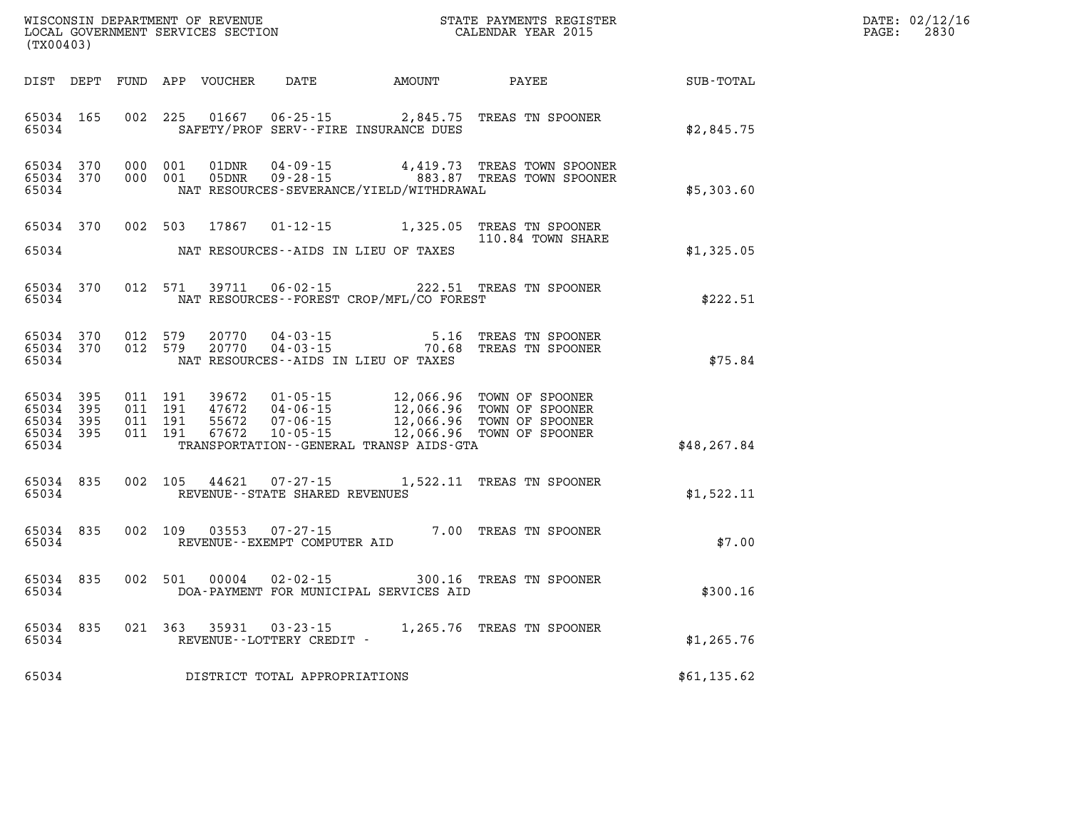WISCONSIN DEPARTMENT OF REVENUE
LOCAL GOVERNMENT SERVICES SECTION
(TX00403)

STATE PAYMENTS REGISTER
CALENDAR YEAR 2015

DATE: 02/12/16
PAGE: 2830

| DIST | DEPT | FUND | APP | VOUCHER | DATE | AMOUNT | PAYEE | SUB-TOTAL |
|---|---|---|---|---|---|---|---|---|
| 65034 | 165 | 002 | 225 | 01667 | 06-25-15 | 2,845.75 | TREAS TN SPOONER | |
| 65034 | | | | | SAFETY/PROF SERV--FIRE INSURANCE DUES | | | $2,845.75 |
| 65034 | 370 | 000 | 001 | 01DNR | 04-09-15 | 4,419.73 | TREAS TOWN SPOONER | |
| 65034 | 370 | 000 | 001 | 05DNR | 09-28-15 | 883.87 | TREAS TOWN SPOONER | |
| 65034 | | | | | NAT RESOURCES-SEVERANCE/YIELD/WITHDRAWAL | | | $5,303.60 |
| 65034 | 370 | 002 | 503 | 17867 | 01-12-15 | 1,325.05 | TREAS TN SPOONER 110.84 TOWN SHARE | |
| 65034 | | | | | NAT RESOURCES--AIDS IN LIEU OF TAXES | | | $1,325.05 |
| 65034 | 370 | 012 | 571 | 39711 | 06-02-15 | 222.51 | TREAS TN SPOONER | |
| 65034 | | | | | NAT RESOURCES--FOREST CROP/MFL/CO FOREST | | | $222.51 |
| 65034 | 370 | 012 | 579 | 20770 | 04-03-15 | 5.16 | TREAS TN SPOONER | |
| 65034 | 370 | 012 | 579 | 20770 | 04-03-15 | 70.68 | TREAS TN SPOONER | |
| 65034 | | | | | NAT RESOURCES--AIDS IN LIEU OF TAXES | | | $75.84 |
| 65034 | 395 | 011 | 191 | 39672 | 01-05-15 | 12,066.96 | TOWN OF SPOONER | |
| 65034 | 395 | 011 | 191 | 47672 | 04-06-15 | 12,066.96 | TOWN OF SPOONER | |
| 65034 | 395 | 011 | 191 | 55672 | 07-06-15 | 12,066.96 | TOWN OF SPOONER | |
| 65034 | 395 | 011 | 191 | 67672 | 10-05-15 | 12,066.96 | TOWN OF SPOONER | |
| 65034 | | | | | TRANSPORTATION--GENERAL TRANSP AIDS-GTA | | | $48,267.84 |
| 65034 | 835 | 002 | 105 | 44621 | 07-27-15 | 1,522.11 | TREAS TN SPOONER | |
| 65034 | | | | | REVENUE--STATE SHARED REVENUES | | | $1,522.11 |
| 65034 | 835 | 002 | 109 | 03553 | 07-27-15 | 7.00 | TREAS TN SPOONER | |
| 65034 | | | | | REVENUE--EXEMPT COMPUTER AID | | | $7.00 |
| 65034 | 835 | 002 | 501 | 00004 | 02-02-15 | 300.16 | TREAS TN SPOONER | |
| 65034 | | | | | DOA-PAYMENT FOR MUNICIPAL SERVICES AID | | | $300.16 |
| 65034 | 835 | 021 | 363 | 35931 | 03-23-15 | 1,265.76 | TREAS TN SPOONER | |
| 65034 | | | | | REVENUE--LOTTERY CREDIT - | | | $1,265.76 |
| 65034 | | | | | DISTRICT TOTAL APPROPRIATIONS | | | $61,135.62 |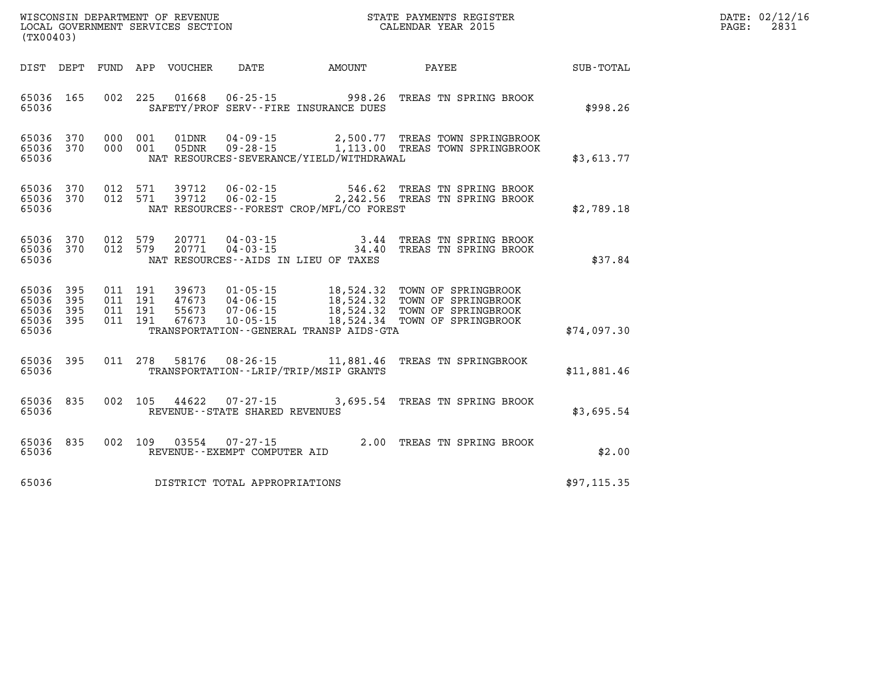WISCONSIN DEPARTMENT OF REVENUE
LOCAL GOVERNMENT SERVICES SECTION
(TX00403)

STATE PAYMENTS REGISTER
CALENDAR YEAR 2015

DATE: 02/12/16
PAGE: 2831

| DIST | DEPT | FUND | APP | VOUCHER | DATE | AMOUNT | PAYEE | SUB-TOTAL |
|---|---|---|---|---|---|---|---|---|
| 65036 | 165 | 002 | 225 | 01668 | 06-25-15 | 998.26 | TREAS TN SPRING BROOK | |
| 65036 | | | | | SAFETY/PROF SERV--FIRE INSURANCE DUES | | | $998.26 |
| 65036 | 370 | 000 | 001 | 01DNR | 04-09-15 | 2,500.77 | TREAS TOWN SPRINGBROOK | |
| 65036 | 370 | 000 | 001 | 05DNR | 09-28-15 | 1,113.00 | TREAS TOWN SPRINGBROOK | |
| 65036 | | | | | NAT RESOURCES-SEVERANCE/YIELD/WITHDRAWAL | | | $3,613.77 |
| 65036 | 370 | 012 | 571 | 39712 | 06-02-15 | 546.62 | TREAS TN SPRING BROOK | |
| 65036 | 370 | 012 | 571 | 39712 | 06-02-15 | 2,242.56 | TREAS TN SPRING BROOK | |
| 65036 | | | | | NAT RESOURCES--FOREST CROP/MFL/CO FOREST | | | $2,789.18 |
| 65036 | 370 | 012 | 579 | 20771 | 04-03-15 | 3.44 | TREAS TN SPRING BROOK | |
| 65036 | 370 | 012 | 579 | 20771 | 04-03-15 | 34.40 | TREAS TN SPRING BROOK | |
| 65036 | | | | | NAT RESOURCES--AIDS IN LIEU OF TAXES | | | $37.84 |
| 65036 | 395 | 011 | 191 | 39673 | 01-05-15 | 18,524.32 | TOWN OF SPRINGBROOK | |
| 65036 | 395 | 011 | 191 | 47673 | 04-06-15 | 18,524.32 | TOWN OF SPRINGBROOK | |
| 65036 | 395 | 011 | 191 | 55673 | 07-06-15 | 18,524.32 | TOWN OF SPRINGBROOK | |
| 65036 | 395 | 011 | 191 | 67673 | 10-05-15 | 18,524.34 | TOWN OF SPRINGBROOK | |
| 65036 | | | | | TRANSPORTATION--GENERAL TRANSP AIDS-GTA | | | $74,097.30 |
| 65036 | 395 | 011 | 278 | 58176 | 08-26-15 | 11,881.46 | TREAS TN SPRINGBROOK | |
| 65036 | | | | | TRANSPORTATION--LRIP/TRIP/MSIP GRANTS | | | $11,881.46 |
| 65036 | 835 | 002 | 105 | 44622 | 07-27-15 | 3,695.54 | TREAS TN SPRING BROOK | |
| 65036 | | | | | REVENUE--STATE SHARED REVENUES | | | $3,695.54 |
| 65036 | 835 | 002 | 109 | 03554 | 07-27-15 | 2.00 | TREAS TN SPRING BROOK | |
| 65036 | | | | | REVENUE--EXEMPT COMPUTER AID | | | $2.00 |
| 65036 | | | | | DISTRICT TOTAL APPROPRIATIONS | | | $97,115.35 |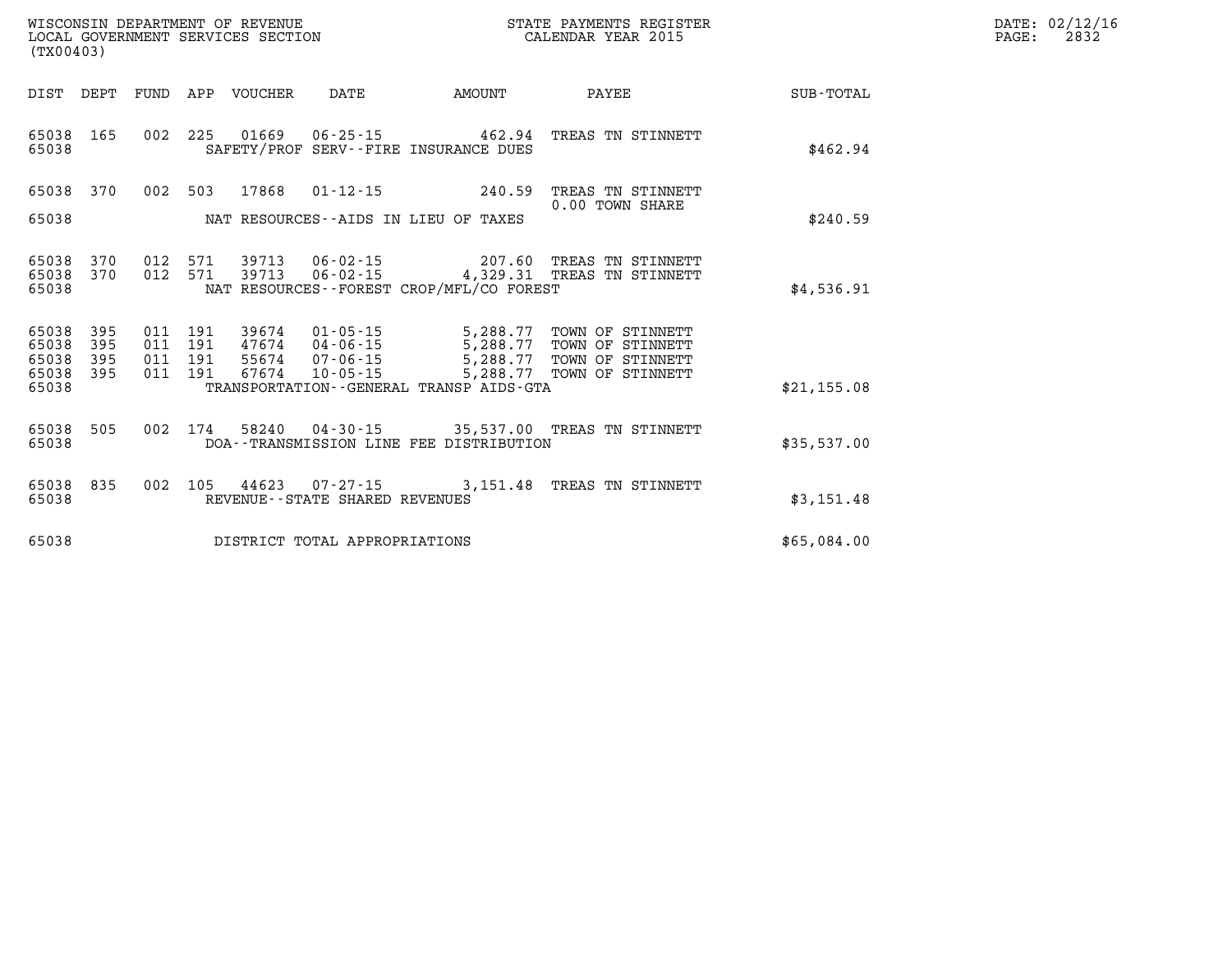WISCONSIN DEPARTMENT OF REVENUE
LOCAL GOVERNMENT SERVICES SECTION
(TX00403)

STATE PAYMENTS REGISTER
CALENDAR YEAR 2015

| DIST | DEPT | FUND | APP | VOUCHER | DATE | AMOUNT | PAYEE | SUB-TOTAL |
|---|---|---|---|---|---|---|---|---|
| 65038 | 165 | 002 | 225 | 01669 | 06-25-15 | 462.94 | TREAS TN STINNETT | |
| 65038 | | | | | SAFETY/PROF SERV--FIRE INSURANCE DUES | | | $462.94 |
| 65038 | 370 | 002 | 503 | 17868 | 01-12-15 | 240.59 | TREAS TN STINNETT 0.00 TOWN SHARE | |
| 65038 | | | | | NAT RESOURCES--AIDS IN LIEU OF TAXES | | | $240.59 |
| 65038 | 370 | 012 | 571 | 39713 | 06-02-15 | 207.60 | TREAS TN STINNETT | |
| 65038 | 370 | 012 | 571 | 39713 | 06-02-15 | 4,329.31 | TREAS TN STINNETT | |
| 65038 | | | | | NAT RESOURCES--FOREST CROP/MFL/CO FOREST | | | $4,536.91 |
| 65038 | 395 | 011 | 191 | 39674 | 01-05-15 | 5,288.77 | TOWN OF STINNETT | |
| 65038 | 395 | 011 | 191 | 47674 | 04-06-15 | 5,288.77 | TOWN OF STINNETT | |
| 65038 | 395 | 011 | 191 | 55674 | 07-06-15 | 5,288.77 | TOWN OF STINNETT | |
| 65038 | 395 | 011 | 191 | 67674 | 10-05-15 | 5,288.77 | TOWN OF STINNETT | |
| 65038 | | | | | TRANSPORTATION--GENERAL TRANSP AIDS-GTA | | | $21,155.08 |
| 65038 | 505 | 002 | 174 | 58240 | 04-30-15 | 35,537.00 | TREAS TN STINNETT | |
| 65038 | | | | | DOA--TRANSMISSION LINE FEE DISTRIBUTION | | | $35,537.00 |
| 65038 | 835 | 002 | 105 | 44623 | 07-27-15 | 3,151.48 | TREAS TN STINNETT | |
| 65038 | | | | | REVENUE--STATE SHARED REVENUES | | | $3,151.48 |
| 65038 | | | | | DISTRICT TOTAL APPROPRIATIONS | | | $65,084.00 |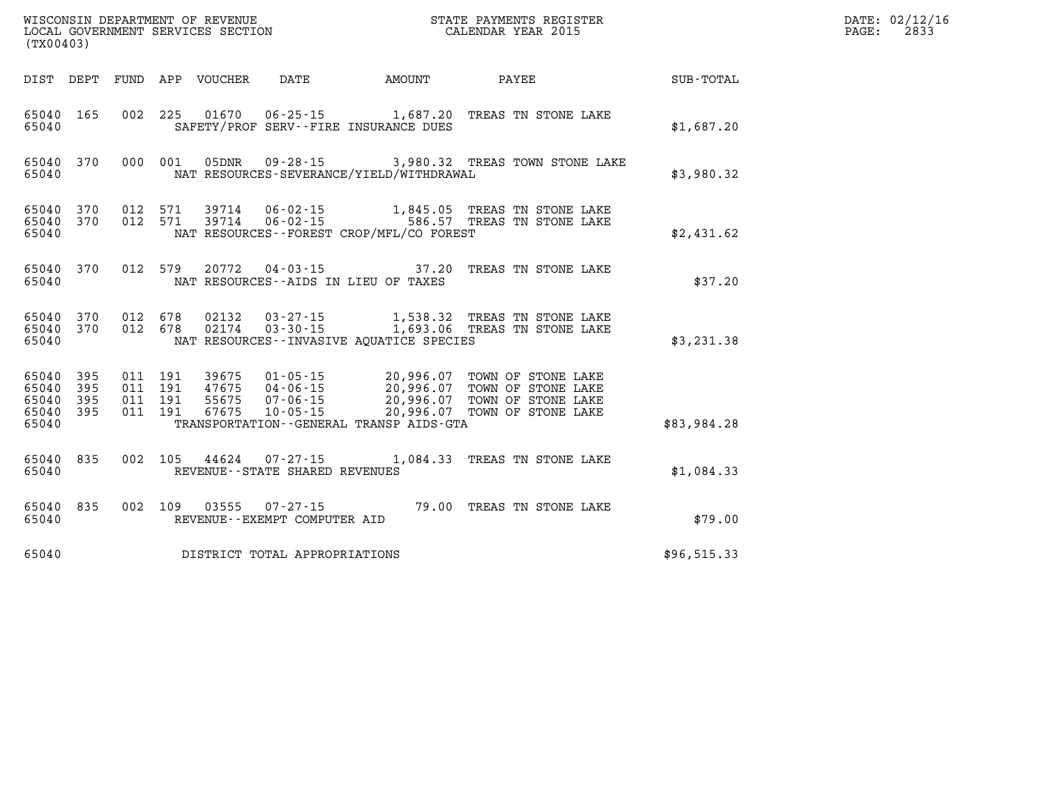WISCONSIN DEPARTMENT OF REVENUE
LOCAL GOVERNMENT SERVICES SECTION
(TX00403)

STATE PAYMENTS REGISTER
CALENDAR YEAR 2015

DATE: 02/12/16

| DIST | DEPT | FUND | APP | VOUCHER | DATE | AMOUNT | PAYEE | SUB-TOTAL |
|---|---|---|---|---|---|---|---|---|
| 65040 | 165 | 002 | 225 | 01670 | 06-25-15 | 1,687.20 | TREAS TN STONE LAKE | |
| 65040 | | | | | SAFETY/PROF SERV--FIRE INSURANCE DUES | | | $1,687.20 |
| 65040 | 370 | 000 | 001 | 05DNR | 09-28-15 | 3,980.32 | TREAS TOWN STONE LAKE | |
| 65040 | | | | | NAT RESOURCES-SEVERANCE/YIELD/WITHDRAWAL | | | $3,980.32 |
| 65040 | 370 | 012 | 571 | 39714 | 06-02-15 | 1,845.05 | TREAS TN STONE LAKE | |
| 65040 | 370 | 012 | 571 | 39714 | 06-02-15 | 586.57 | TREAS TN STONE LAKE | |
| 65040 | | | | | NAT RESOURCES--FOREST CROP/MFL/CO FOREST | | | $2,431.62 |
| 65040 | 370 | 012 | 579 | 20772 | 04-03-15 | 37.20 | TREAS TN STONE LAKE | |
| 65040 | | | | | NAT RESOURCES--AIDS IN LIEU OF TAXES | | | $37.20 |
| 65040 | 370 | 012 | 678 | 02132 | 03-27-15 | 1,538.32 | TREAS TN STONE LAKE | |
| 65040 | 370 | 012 | 678 | 02174 | 03-30-15 | 1,693.06 | TREAS TN STONE LAKE | |
| 65040 | | | | | NAT RESOURCES--INVASIVE AQUATICE SPECIES | | | $3,231.38 |
| 65040 | 395 | 011 | 191 | 39675 | 01-05-15 | 20,996.07 | TOWN OF STONE LAKE | |
| 65040 | 395 | 011 | 191 | 47675 | 04-06-15 | 20,996.07 | TOWN OF STONE LAKE | |
| 65040 | 395 | 011 | 191 | 55675 | 07-06-15 | 20,996.07 | TOWN OF STONE LAKE | |
| 65040 | 395 | 011 | 191 | 67675 | 10-05-15 | 20,996.07 | TOWN OF STONE LAKE | |
| 65040 | | | | | TRANSPORTATION--GENERAL TRANSP AIDS-GTA | | | $83,984.28 |
| 65040 | 835 | 002 | 105 | 44624 | 07-27-15 | 1,084.33 | TREAS TN STONE LAKE | |
| 65040 | | | | | REVENUE--STATE SHARED REVENUES | | | $1,084.33 |
| 65040 | 835 | 002 | 109 | 03555 | 07-27-15 | 79.00 | TREAS TN STONE LAKE | |
| 65040 | | | | | REVENUE--EXEMPT COMPUTER AID | | | $79.00 |
| 65040 | | | | | DISTRICT TOTAL APPROPRIATIONS | | | $96,515.33 |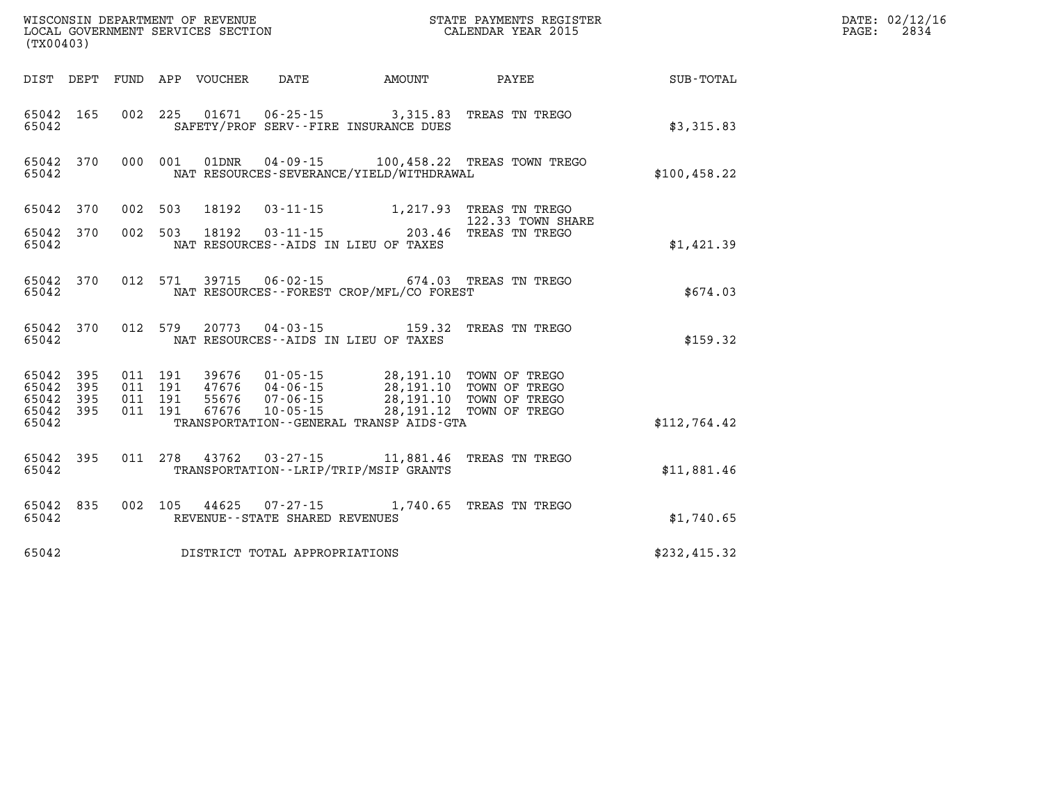WISCONSIN DEPARTMENT OF REVENUE
LOCAL GOVERNMENT SERVICES SECTION
(TX00403)

STATE PAYMENTS REGISTER
CALENDAR YEAR 2015

DATE: 02/12/16

| DIST | DEPT | FUND | APP | VOUCHER | DATE | AMOUNT | PAYEE | SUB-TOTAL |
|---|---|---|---|---|---|---|---|---|
| 65042 | 165 | 002 | 225 | 01671 | 06-25-15 | 3,315.83 | TREAS TN TREGO | |
| 65042 | | | | SAFETY/PROF SERV--FIRE INSURANCE DUES | | | | $3,315.83 |
| 65042 | 370 | 000 | 001 | 01DNR | 04-09-15 | 100,458.22 | TREAS TOWN TREGO | |
| 65042 | | | | NAT RESOURCES-SEVERANCE/YIELD/WITHDRAWAL | | | | $100,458.22 |
| 65042 | 370 | 002 | 503 | 18192 | 03-11-15 | 1,217.93 | TREAS TN TREGO 122.33 TOWN SHARE | |
| 65042 | 370 | 002 | 503 | 18192 | 03-11-15 | 203.46 | TREAS TN TREGO | |
| 65042 | | | | NAT RESOURCES--AIDS IN LIEU OF TAXES | | | | $1,421.39 |
| 65042 | 370 | 012 | 571 | 39715 | 06-02-15 | 674.03 | TREAS TN TREGO | |
| 65042 | | | | NAT RESOURCES--FOREST CROP/MFL/CO FOREST | | | | $674.03 |
| 65042 | 370 | 012 | 579 | 20773 | 04-03-15 | 159.32 | TREAS TN TREGO | |
| 65042 | | | | NAT RESOURCES--AIDS IN LIEU OF TAXES | | | | $159.32 |
| 65042 | 395 | 011 | 191 | 39676 | 01-05-15 | 28,191.10 | TOWN OF TREGO | |
| 65042 | 395 | 011 | 191 | 47676 | 04-06-15 | 28,191.10 | TOWN OF TREGO | |
| 65042 | 395 | 011 | 191 | 55676 | 07-06-15 | 28,191.10 | TOWN OF TREGO | |
| 65042 | 395 | 011 | 191 | 67676 | 10-05-15 | 28,191.12 | TOWN OF TREGO | |
| 65042 | | | | TRANSPORTATION--GENERAL TRANSP AIDS-GTA | | | | $112,764.42 |
| 65042 | 395 | 011 | 278 | 43762 | 03-27-15 | 11,881.46 | TREAS TN TREGO | |
| 65042 | | | | TRANSPORTATION--LRIP/TRIP/MSIP GRANTS | | | | $11,881.46 |
| 65042 | 835 | 002 | 105 | 44625 | 07-27-15 | 1,740.65 | TREAS TN TREGO | |
| 65042 | | | | REVENUE--STATE SHARED REVENUES | | | | $1,740.65 |
| 65042 | | | | DISTRICT TOTAL APPROPRIATIONS | | | | $232,415.32 |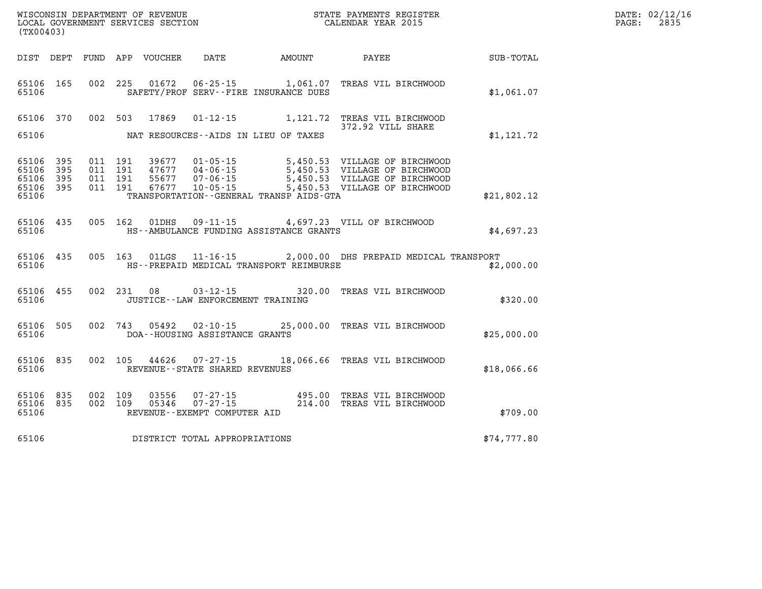WISCONSIN DEPARTMENT OF REVENUE
LOCAL GOVERNMENT SERVICES SECTION
(TX00403)

STATE PAYMENTS REGISTER
CALENDAR YEAR 2015

DATE: 02/12/16
PAGE: 2835

| DIST | DEPT | FUND | APP | VOUCHER | DATE | AMOUNT | PAYEE | SUB-TOTAL |
|---|---|---|---|---|---|---|---|---|
| 65106 | 165 | 002 | 225 | 01672 | 06-25-15 | 1,061.07 | TREAS VIL BIRCHWOOD | |
| 65106 | | | | | SAFETY/PROF SERV--FIRE INSURANCE DUES | | | $1,061.07 |
| 65106 | 370 | 002 | 503 | 17869 | 01-12-15 | 1,121.72 | TREAS VIL BIRCHWOOD 372.92 VILL SHARE | |
| 65106 | | | | | NAT RESOURCES--AIDS IN LIEU OF TAXES | | | $1,121.72 |
| 65106 | 395 | 011 | 191 | 39677 | 01-05-15 | 5,450.53 | VILLAGE OF BIRCHWOOD | |
| 65106 | 395 | 011 | 191 | 47677 | 04-06-15 | 5,450.53 | VILLAGE OF BIRCHWOOD | |
| 65106 | 395 | 011 | 191 | 55677 | 07-06-15 | 5,450.53 | VILLAGE OF BIRCHWOOD | |
| 65106 | 395 | 011 | 191 | 67677 | 10-05-15 | 5,450.53 | VILLAGE OF BIRCHWOOD | |
| 65106 | | | | | TRANSPORTATION--GENERAL TRANSP AIDS-GTA | | | $21,802.12 |
| 65106 | 435 | 005 | 162 | 01DHS | 09-11-15 | 4,697.23 | VILL OF BIRCHWOOD | |
| 65106 | | | | | HS--AMBULANCE FUNDING ASSISTANCE GRANTS | | | $4,697.23 |
| 65106 | 435 | 005 | 163 | 01LGS | 11-16-15 | 2,000.00 | DHS PREPAID MEDICAL TRANSPORT | |
| 65106 | | | | | HS--PREPAID MEDICAL TRANSPORT REIMBURSE | | | $2,000.00 |
| 65106 | 455 | 002 | 231 | 08 | 03-12-15 | 320.00 | TREAS VIL BIRCHWOOD | |
| 65106 | | | | | JUSTICE--LAW ENFORCEMENT TRAINING | | | $320.00 |
| 65106 | 505 | 002 | 743 | 05492 | 02-10-15 | 25,000.00 | TREAS VIL BIRCHWOOD | |
| 65106 | | | | | DOA--HOUSING ASSISTANCE GRANTS | | | $25,000.00 |
| 65106 | 835 | 002 | 105 | 44626 | 07-27-15 | 18,066.66 | TREAS VIL BIRCHWOOD | |
| 65106 | | | | | REVENUE--STATE SHARED REVENUES | | | $18,066.66 |
| 65106 | 835 | 002 | 109 | 03556 | 07-27-15 | 495.00 | TREAS VIL BIRCHWOOD | |
| 65106 | 835 | 002 | 109 | 05346 | 07-27-15 | 214.00 | TREAS VIL BIRCHWOOD | |
| 65106 | | | | | REVENUE--EXEMPT COMPUTER AID | | | $709.00 |
| 65106 | | | | | DISTRICT TOTAL APPROPRIATIONS | | | $74,777.80 |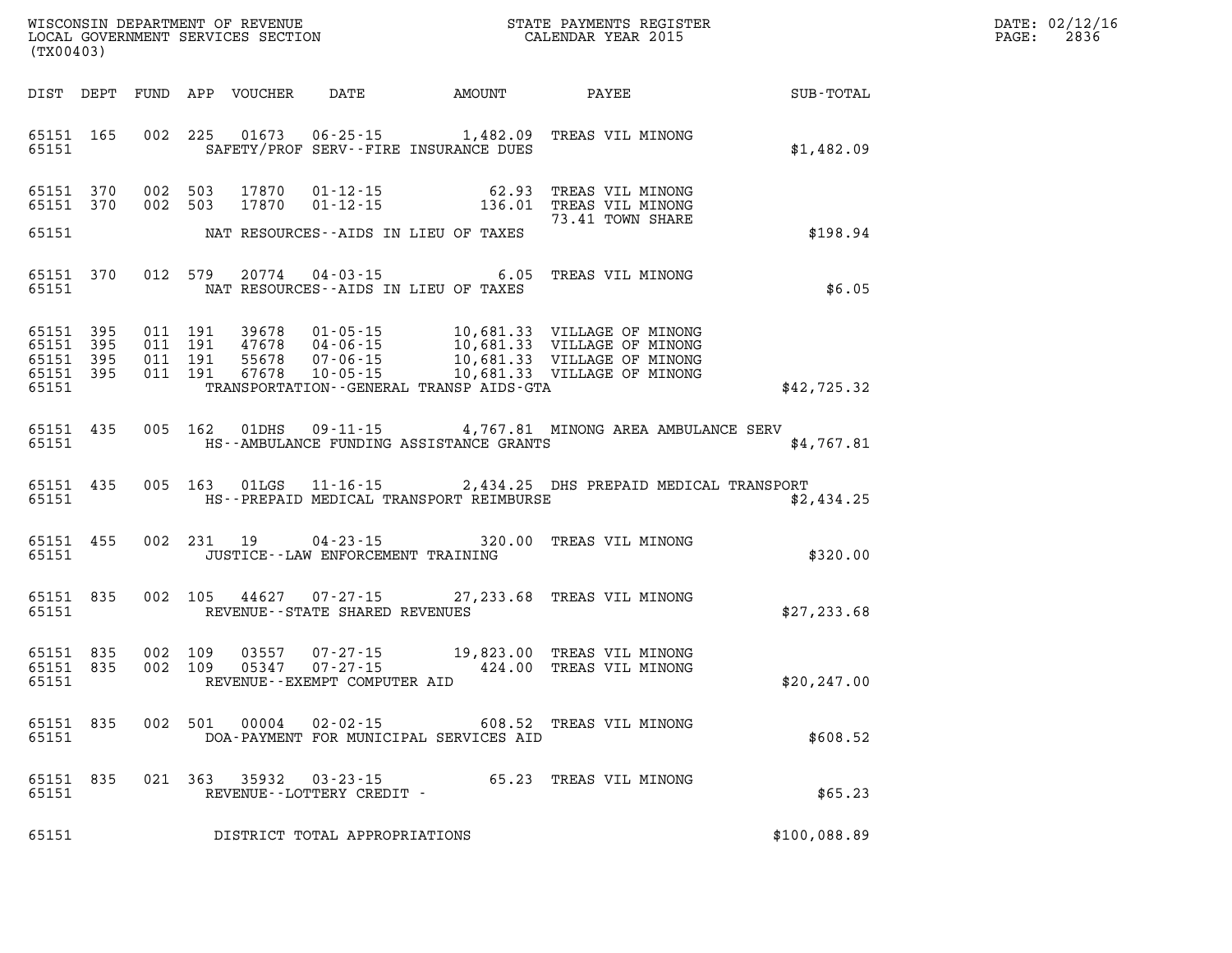WISCONSIN DEPARTMENT OF REVENUE
LOCAL GOVERNMENT SERVICES SECTION
(TX00403)

STATE PAYMENTS REGISTER
CALENDAR YEAR 2015

DATE: 02/12/16
PAGE: 2836

| DIST | DEPT | FUND | APP | VOUCHER | DATE | AMOUNT | PAYEE | SUB-TOTAL |
|---|---|---|---|---|---|---|---|---|
| 65151 | 165 | 002 | 225 | 01673 | 06-25-15 | 1,482.09 | TREAS VIL MINONG | |
| 65151 | | | | | SAFETY/PROF SERV--FIRE INSURANCE DUES | | | $1,482.09 |
| 65151 | 370 | 002 | 503 | 17870 | 01-12-15 | 62.93 | TREAS VIL MINONG | |
| 65151 | 370 | 002 | 503 | 17870 | 01-12-15 | 136.01 | TREAS VIL MINONG | |
| | | | | | | | 73.41 TOWN SHARE | |
| 65151 | | | | | NAT RESOURCES--AIDS IN LIEU OF TAXES | | | $198.94 |
| 65151 | 370 | 012 | 579 | 20774 | 04-03-15 | 6.05 | TREAS VIL MINONG | |
| 65151 | | | | | NAT RESOURCES--AIDS IN LIEU OF TAXES | | | $6.05 |
| 65151 | 395 | 011 | 191 | 39678 | 01-05-15 | 10,681.33 | VILLAGE OF MINONG | |
| 65151 | 395 | 011 | 191 | 47678 | 04-06-15 | 10,681.33 | VILLAGE OF MINONG | |
| 65151 | 395 | 011 | 191 | 55678 | 07-06-15 | 10,681.33 | VILLAGE OF MINONG | |
| 65151 | 395 | 011 | 191 | 67678 | 10-05-15 | 10,681.33 | VILLAGE OF MINONG | |
| 65151 | | | | | TRANSPORTATION--GENERAL TRANSP AIDS-GTA | | | $42,725.32 |
| 65151 | 435 | 005 | 162 | 01DHS | 09-11-15 | 4,767.81 | MINONG AREA AMBULANCE SERV | |
| 65151 | | | | | HS--AMBULANCE FUNDING ASSISTANCE GRANTS | | | $4,767.81 |
| 65151 | 435 | 005 | 163 | 01LGS | 11-16-15 | 2,434.25 | DHS PREPAID MEDICAL TRANSPORT | |
| 65151 | | | | | HS--PREPAID MEDICAL TRANSPORT REIMBURSE | | | $2,434.25 |
| 65151 | 455 | 002 | 231 | 19 | 04-23-15 | 320.00 | TREAS VIL MINONG | |
| 65151 | | | | | JUSTICE--LAW ENFORCEMENT TRAINING | | | $320.00 |
| 65151 | 835 | 002 | 105 | 44627 | 07-27-15 | 27,233.68 | TREAS VIL MINONG | |
| 65151 | | | | | REVENUE--STATE SHARED REVENUES | | | $27,233.68 |
| 65151 | 835 | 002 | 109 | 03557 | 07-27-15 | 19,823.00 | TREAS VIL MINONG | |
| 65151 | 835 | 002 | 109 | 05347 | 07-27-15 | 424.00 | TREAS VIL MINONG | |
| 65151 | | | | | REVENUE--EXEMPT COMPUTER AID | | | $20,247.00 |
| 65151 | 835 | 002 | 501 | 00004 | 02-02-15 | 608.52 | TREAS VIL MINONG | |
| 65151 | | | | | DOA-PAYMENT FOR MUNICIPAL SERVICES AID | | | $608.52 |
| 65151 | 835 | 021 | 363 | 35932 | 03-23-15 | 65.23 | TREAS VIL MINONG | |
| 65151 | | | | | REVENUE--LOTTERY CREDIT - | | | $65.23 |
| 65151 | | | | | DISTRICT TOTAL APPROPRIATIONS | | | $100,088.89 |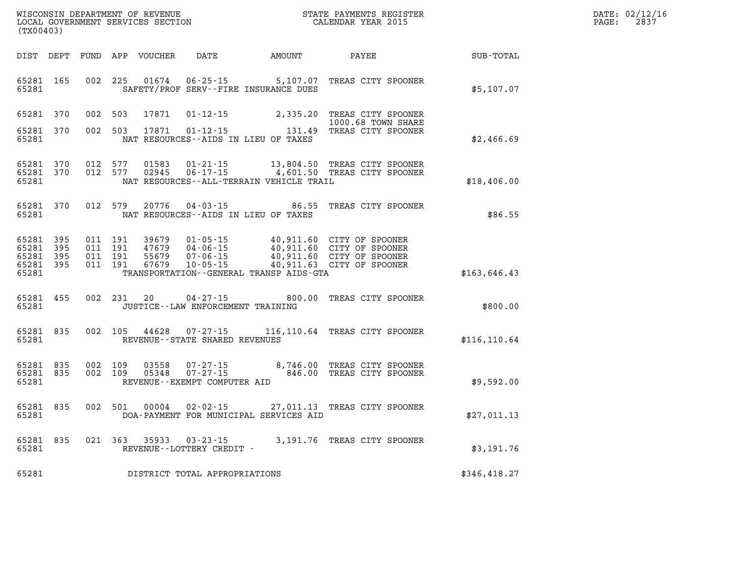WISCONSIN DEPARTMENT OF REVENUE
LOCAL GOVERNMENT SERVICES SECTION
(TX00403)

STATE PAYMENTS REGISTER
CALENDAR YEAR 2015

DATE: 02/12/16
PAGE: 2837

| DIST | DEPT | FUND | APP | VOUCHER | DATE | AMOUNT | PAYEE | SUB-TOTAL |
|---|---|---|---|---|---|---|---|---|
| 65281 | 165 | 002 | 225 | 01674 | 06-25-15 | 5,107.07 | TREAS CITY SPOONER | |
| 65281 | | | | | SAFETY/PROF SERV--FIRE INSURANCE DUES | | | $5,107.07 |
| 65281 | 370 | 002 | 503 | 17871 | 01-12-15 | 2,335.20 | TREAS CITY SPOONER 1000.68 TOWN SHARE | |
| 65281 | 370 | 002 | 503 | 17871 | 01-12-15 | 131.49 | TREAS CITY SPOONER | |
| 65281 | | | | | NAT RESOURCES--AIDS IN LIEU OF TAXES | | | $2,466.69 |
| 65281 | 370 | 012 | 577 | 01583 | 01-21-15 | 13,804.50 | TREAS CITY SPOONER | |
| 65281 | 370 | 012 | 577 | 02945 | 06-17-15 | 4,601.50 | TREAS CITY SPOONER | |
| 65281 | | | | | NAT RESOURCES--ALL-TERRAIN VEHICLE TRAIL | | | $18,406.00 |
| 65281 | 370 | 012 | 579 | 20776 | 04-03-15 | 86.55 | TREAS CITY SPOONER | |
| 65281 | | | | | NAT RESOURCES--AIDS IN LIEU OF TAXES | | | $86.55 |
| 65281 | 395 | 011 | 191 | 39679 | 01-05-15 | 40,911.60 | CITY OF SPOONER | |
| 65281 | 395 | 011 | 191 | 47679 | 04-06-15 | 40,911.60 | CITY OF SPOONER | |
| 65281 | 395 | 011 | 191 | 55679 | 07-06-15 | 40,911.60 | CITY OF SPOONER | |
| 65281 | 395 | 011 | 191 | 67679 | 10-05-15 | 40,911.63 | CITY OF SPOONER | |
| 65281 | | | | | TRANSPORTATION--GENERAL TRANSP AIDS-GTA | | | $163,646.43 |
| 65281 | 455 | 002 | 231 | 20 | 04-27-15 | 800.00 | TREAS CITY SPOONER | |
| 65281 | | | | | JUSTICE--LAW ENFORCEMENT TRAINING | | | $800.00 |
| 65281 | 835 | 002 | 105 | 44628 | 07-27-15 | 116,110.64 | TREAS CITY SPOONER | |
| 65281 | | | | | REVENUE--STATE SHARED REVENUES | | | $116,110.64 |
| 65281 | 835 | 002 | 109 | 03558 | 07-27-15 | 8,746.00 | TREAS CITY SPOONER | |
| 65281 | 835 | 002 | 109 | 05348 | 07-27-15 | 846.00 | TREAS CITY SPOONER | |
| 65281 | | | | | REVENUE--EXEMPT COMPUTER AID | | | $9,592.00 |
| 65281 | 835 | 002 | 501 | 00004 | 02-02-15 | 27,011.13 | TREAS CITY SPOONER | |
| 65281 | | | | | DOA-PAYMENT FOR MUNICIPAL SERVICES AID | | | $27,011.13 |
| 65281 | 835 | 021 | 363 | 35933 | 03-23-15 | 3,191.76 | TREAS CITY SPOONER | |
| 65281 | | | | | REVENUE--LOTTERY CREDIT - | | | $3,191.76 |
| 65281 | | | | | DISTRICT TOTAL APPROPRIATIONS | | | $346,418.27 |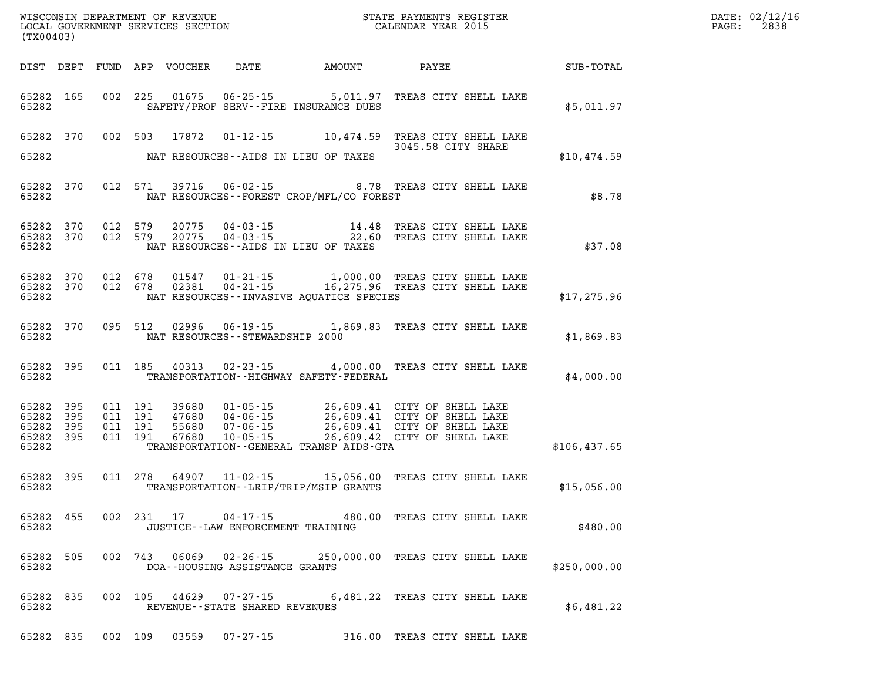WISCONSIN DEPARTMENT OF REVENUE
LOCAL GOVERNMENT SERVICES SECTION
(TX00403)

STATE PAYMENTS REGISTER
CALENDAR YEAR 2015

DATE: 02/12/16
PAGE: 2838

| DIST | DEPT | FUND | APP | VOUCHER | DATE | AMOUNT | PAYEE | SUB-TOTAL |
|---|---|---|---|---|---|---|---|---|
| 65282 | 165 | 002 | 225 | 01675 | 06-25-15 | 5,011.97 | TREAS CITY SHELL LAKE | |
| 65282 | | | | | SAFETY/PROF SERV--FIRE INSURANCE DUES | | | $5,011.97 |
| 65282 | 370 | 002 | 503 | 17872 | 01-12-15 | 10,474.59 | TREAS CITY SHELL LAKE 3045.58 CITY SHARE | |
| 65282 | | | | | NAT RESOURCES--AIDS IN LIEU OF TAXES | | | $10,474.59 |
| 65282 | 370 | 012 | 571 | 39716 | 06-02-15 | 8.78 | TREAS CITY SHELL LAKE | |
| 65282 | | | | | NAT RESOURCES--FOREST CROP/MFL/CO FOREST | | | $8.78 |
| 65282 | 370 | 012 | 579 | 20775 | 04-03-15 | 14.48 | TREAS CITY SHELL LAKE | |
| 65282 | 370 | 012 | 579 | 20775 | 04-03-15 | 22.60 | TREAS CITY SHELL LAKE | |
| 65282 | | | | | NAT RESOURCES--AIDS IN LIEU OF TAXES | | | $37.08 |
| 65282 | 370 | 012 | 678 | 01547 | 01-21-15 | 1,000.00 | TREAS CITY SHELL LAKE | |
| 65282 | 370 | 012 | 678 | 02381 | 04-21-15 | 16,275.96 | TREAS CITY SHELL LAKE | |
| 65282 | | | | | NAT RESOURCES--INVASIVE AQUATICE SPECIES | | | $17,275.96 |
| 65282 | 370 | 095 | 512 | 02996 | 06-19-15 | 1,869.83 | TREAS CITY SHELL LAKE | |
| 65282 | | | | | NAT RESOURCES--STEWARDSHIP 2000 | | | $1,869.83 |
| 65282 | 395 | 011 | 185 | 40313 | 02-23-15 | 4,000.00 | TREAS CITY SHELL LAKE | |
| 65282 | | | | | TRANSPORTATION--HIGHWAY SAFETY-FEDERAL | | | $4,000.00 |
| 65282 | 395 | 011 | 191 | 39680 | 01-05-15 | 26,609.41 | CITY OF SHELL LAKE | |
| 65282 | 395 | 011 | 191 | 47680 | 04-06-15 | 26,609.41 | CITY OF SHELL LAKE | |
| 65282 | 395 | 011 | 191 | 55680 | 07-06-15 | 26,609.41 | CITY OF SHELL LAKE | |
| 65282 | 395 | 011 | 191 | 67680 | 10-05-15 | 26,609.42 | CITY OF SHELL LAKE | |
| 65282 | | | | | TRANSPORTATION--GENERAL TRANSP AIDS-GTA | | | $106,437.65 |
| 65282 | 395 | 011 | 278 | 64907 | 11-02-15 | 15,056.00 | TREAS CITY SHELL LAKE | |
| 65282 | | | | | TRANSPORTATION--LRIP/TRIP/MSIP GRANTS | | | $15,056.00 |
| 65282 | 455 | 002 | 231 | 17 | 04-17-15 | 480.00 | TREAS CITY SHELL LAKE | |
| 65282 | | | | | JUSTICE--LAW ENFORCEMENT TRAINING | | | $480.00 |
| 65282 | 505 | 002 | 743 | 06069 | 02-26-15 | 250,000.00 | TREAS CITY SHELL LAKE | |
| 65282 | | | | | DOA--HOUSING ASSISTANCE GRANTS | | | $250,000.00 |
| 65282 | 835 | 002 | 105 | 44629 | 07-27-15 | 6,481.22 | TREAS CITY SHELL LAKE | |
| 65282 | | | | | REVENUE--STATE SHARED REVENUES | | | $6,481.22 |
| 65282 | 835 | 002 | 109 | 03559 | 07-27-15 | 316.00 | TREAS CITY SHELL LAKE | |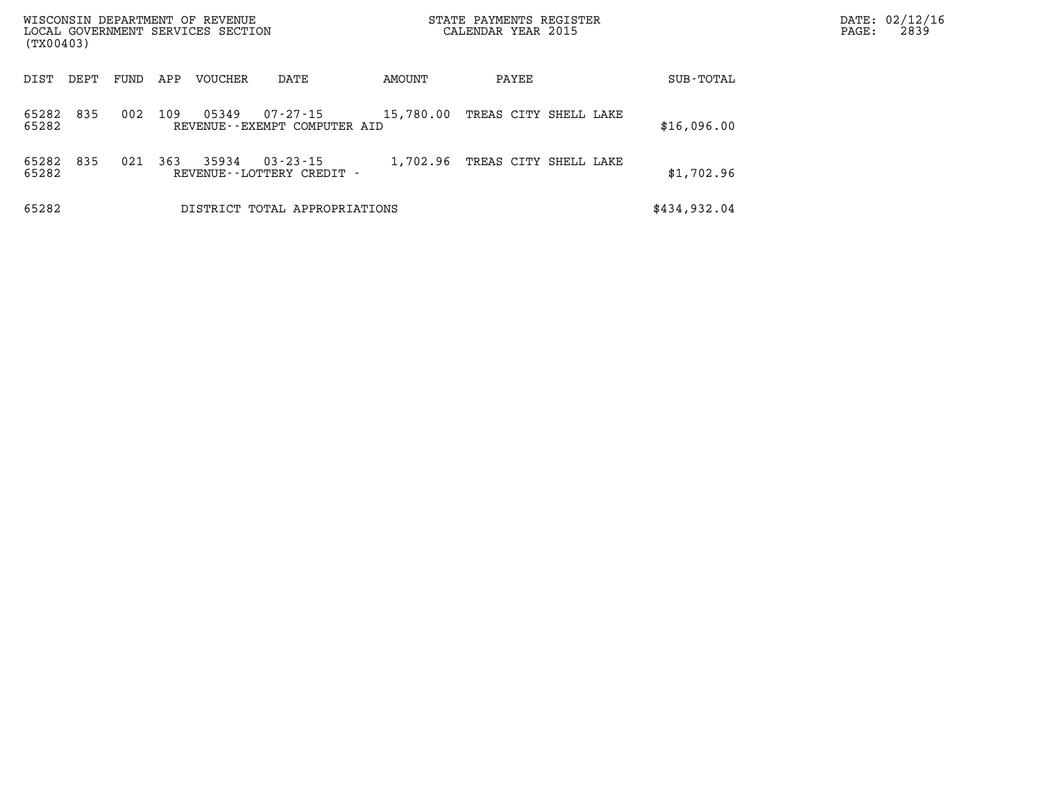WISCONSIN DEPARTMENT OF REVENUE
LOCAL GOVERNMENT SERVICES SECTION
(TX00403)

STATE PAYMENTS REGISTER
CALENDAR YEAR 2015

| DIST | DEPT | FUND | APP | VOUCHER | DATE | AMOUNT | PAYEE | SUB-TOTAL |
|---|---|---|---|---|---|---|---|---|
| 65282 | 835 | 002 | 109 | 05349 | 07-27-15 | 15,780.00 | TREAS CITY SHELL LAKE | |
| 65282 | | | | REVENUE--EXEMPT COMPUTER AID | | | | $16,096.00 |
| 65282 | 835 | 021 | 363 | 35934 | 03-23-15 | 1,702.96 | TREAS CITY SHELL LAKE | |
| 65282 | | | | REVENUE--LOTTERY CREDIT - | | | | $1,702.96 |
| 65282 | | | | DISTRICT TOTAL APPROPRIATIONS | | | | $434,932.04 |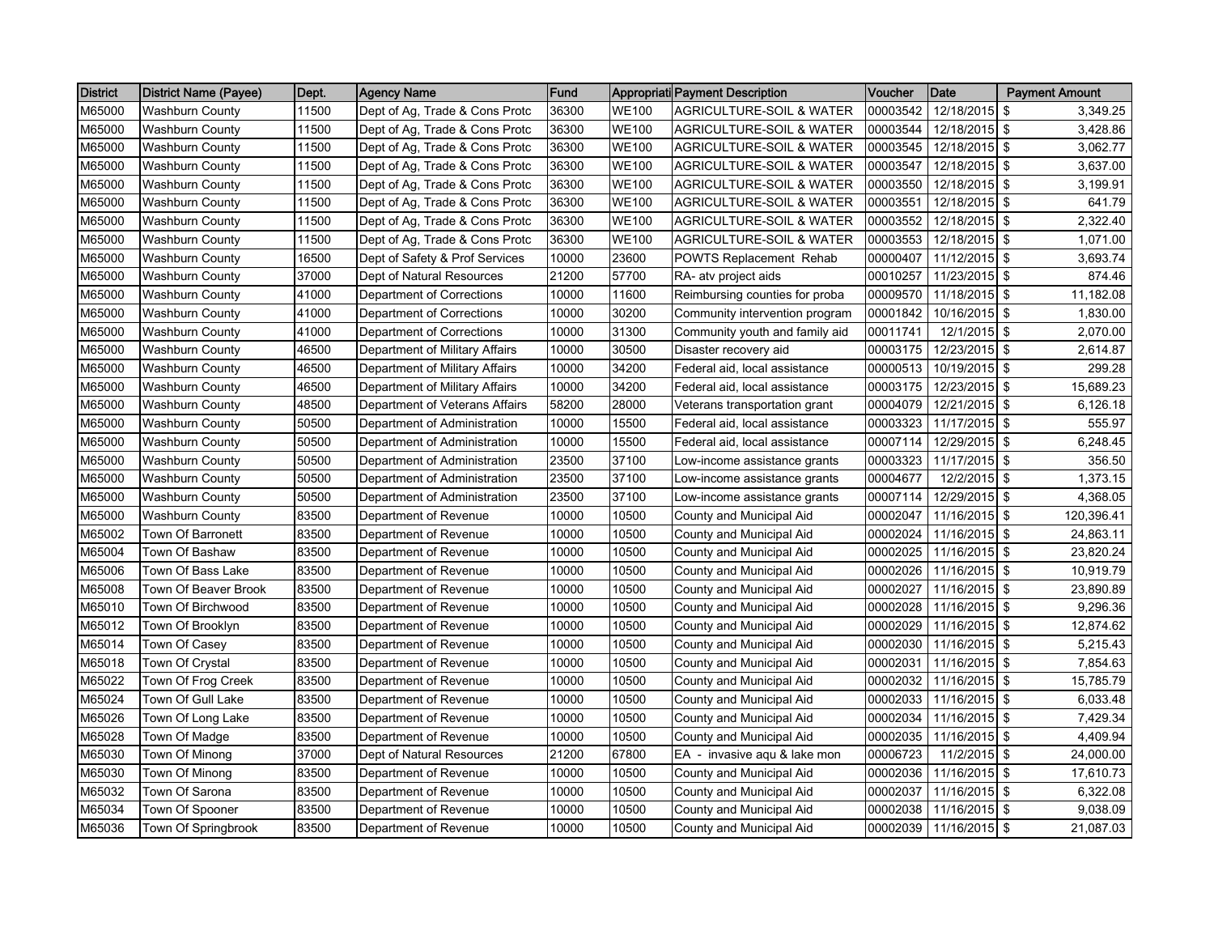| District | District Name (Payee) | Dept. | Agency Name | Fund | Appropriati | Payment Description | Voucher | Date | Payment Amount |
|---|---|---|---|---|---|---|---|---|---|
| M65000 | Washburn County | 11500 | Dept of Ag, Trade & Cons Protc | 36300 | WE100 | AGRICULTURE-SOIL & WATER | 00003542 | 12/18/2015 | $ 3,349.25 |
| M65000 | Washburn County | 11500 | Dept of Ag, Trade & Cons Protc | 36300 | WE100 | AGRICULTURE-SOIL & WATER | 00003544 | 12/18/2015 | $ 3,428.86 |
| M65000 | Washburn County | 11500 | Dept of Ag, Trade & Cons Protc | 36300 | WE100 | AGRICULTURE-SOIL & WATER | 00003545 | 12/18/2015 | $ 3,062.77 |
| M65000 | Washburn County | 11500 | Dept of Ag, Trade & Cons Protc | 36300 | WE100 | AGRICULTURE-SOIL & WATER | 00003547 | 12/18/2015 | $ 3,637.00 |
| M65000 | Washburn County | 11500 | Dept of Ag, Trade & Cons Protc | 36300 | WE100 | AGRICULTURE-SOIL & WATER | 00003550 | 12/18/2015 | $ 3,199.91 |
| M65000 | Washburn County | 11500 | Dept of Ag, Trade & Cons Protc | 36300 | WE100 | AGRICULTURE-SOIL & WATER | 00003551 | 12/18/2015 | $ 641.79 |
| M65000 | Washburn County | 11500 | Dept of Ag, Trade & Cons Protc | 36300 | WE100 | AGRICULTURE-SOIL & WATER | 00003552 | 12/18/2015 | $ 2,322.40 |
| M65000 | Washburn County | 11500 | Dept of Ag, Trade & Cons Protc | 36300 | WE100 | AGRICULTURE-SOIL & WATER | 00003553 | 12/18/2015 | $ 1,071.00 |
| M65000 | Washburn County | 16500 | Dept of Safety & Prof Services | 10000 | 23600 | POWTS Replacement Rehab | 00000407 | 11/12/2015 | $ 3,693.74 |
| M65000 | Washburn County | 37000 | Dept of Natural Resources | 21200 | 57700 | RA- atv project aids | 00010257 | 11/23/2015 | $ 874.46 |
| M65000 | Washburn County | 41000 | Department of Corrections | 10000 | 11600 | Reimbursing counties for proba | 00009570 | 11/18/2015 | $ 11,182.08 |
| M65000 | Washburn County | 41000 | Department of Corrections | 10000 | 30200 | Community intervention program | 00001842 | 10/16/2015 | $ 1,830.00 |
| M65000 | Washburn County | 41000 | Department of Corrections | 10000 | 31300 | Community youth and family aid | 00011741 | 12/1/2015 | $ 2,070.00 |
| M65000 | Washburn County | 46500 | Department of Military Affairs | 10000 | 30500 | Disaster recovery aid | 00003175 | 12/23/2015 | $ 2,614.87 |
| M65000 | Washburn County | 46500 | Department of Military Affairs | 10000 | 34200 | Federal aid, local assistance | 00000513 | 10/19/2015 | $ 299.28 |
| M65000 | Washburn County | 46500 | Department of Military Affairs | 10000 | 34200 | Federal aid, local assistance | 00003175 | 12/23/2015 | $ 15,689.23 |
| M65000 | Washburn County | 48500 | Department of Veterans Affairs | 58200 | 28000 | Veterans transportation grant | 00004079 | 12/21/2015 | $ 6,126.18 |
| M65000 | Washburn County | 50500 | Department of Administration | 10000 | 15500 | Federal aid, local assistance | 00003323 | 11/17/2015 | $ 555.97 |
| M65000 | Washburn County | 50500 | Department of Administration | 10000 | 15500 | Federal aid, local assistance | 00007114 | 12/29/2015 | $ 6,248.45 |
| M65000 | Washburn County | 50500 | Department of Administration | 23500 | 37100 | Low-income assistance grants | 00003323 | 11/17/2015 | $ 356.50 |
| M65000 | Washburn County | 50500 | Department of Administration | 23500 | 37100 | Low-income assistance grants | 00004677 | 12/2/2015 | $ 1,373.15 |
| M65000 | Washburn County | 50500 | Department of Administration | 23500 | 37100 | Low-income assistance grants | 00007114 | 12/29/2015 | $ 4,368.05 |
| M65000 | Washburn County | 83500 | Department of Revenue | 10000 | 10500 | County and Municipal Aid | 00002047 | 11/16/2015 | $ 120,396.41 |
| M65002 | Town Of Barronett | 83500 | Department of Revenue | 10000 | 10500 | County and Municipal Aid | 00002024 | 11/16/2015 | $ 24,863.11 |
| M65004 | Town Of Bashaw | 83500 | Department of Revenue | 10000 | 10500 | County and Municipal Aid | 00002025 | 11/16/2015 | $ 23,820.24 |
| M65006 | Town Of Bass Lake | 83500 | Department of Revenue | 10000 | 10500 | County and Municipal Aid | 00002026 | 11/16/2015 | $ 10,919.79 |
| M65008 | Town Of Beaver Brook | 83500 | Department of Revenue | 10000 | 10500 | County and Municipal Aid | 00002027 | 11/16/2015 | $ 23,890.89 |
| M65010 | Town Of Birchwood | 83500 | Department of Revenue | 10000 | 10500 | County and Municipal Aid | 00002028 | 11/16/2015 | $ 9,296.36 |
| M65012 | Town Of Brooklyn | 83500 | Department of Revenue | 10000 | 10500 | County and Municipal Aid | 00002029 | 11/16/2015 | $ 12,874.62 |
| M65014 | Town Of Casey | 83500 | Department of Revenue | 10000 | 10500 | County and Municipal Aid | 00002030 | 11/16/2015 | $ 5,215.43 |
| M65018 | Town Of Crystal | 83500 | Department of Revenue | 10000 | 10500 | County and Municipal Aid | 00002031 | 11/16/2015 | $ 7,854.63 |
| M65022 | Town Of Frog Creek | 83500 | Department of Revenue | 10000 | 10500 | County and Municipal Aid | 00002032 | 11/16/2015 | $ 15,785.79 |
| M65024 | Town Of Gull Lake | 83500 | Department of Revenue | 10000 | 10500 | County and Municipal Aid | 00002033 | 11/16/2015 | $ 6,033.48 |
| M65026 | Town Of Long Lake | 83500 | Department of Revenue | 10000 | 10500 | County and Municipal Aid | 00002034 | 11/16/2015 | $ 7,429.34 |
| M65028 | Town Of Madge | 83500 | Department of Revenue | 10000 | 10500 | County and Municipal Aid | 00002035 | 11/16/2015 | $ 4,409.94 |
| M65030 | Town Of Minong | 37000 | Dept of Natural Resources | 21200 | 67800 | EA - invasive aqu & lake mon | 00006723 | 11/2/2015 | $ 24,000.00 |
| M65030 | Town Of Minong | 83500 | Department of Revenue | 10000 | 10500 | County and Municipal Aid | 00002036 | 11/16/2015 | $ 17,610.73 |
| M65032 | Town Of Sarona | 83500 | Department of Revenue | 10000 | 10500 | County and Municipal Aid | 00002037 | 11/16/2015 | $ 6,322.08 |
| M65034 | Town Of Spooner | 83500 | Department of Revenue | 10000 | 10500 | County and Municipal Aid | 00002038 | 11/16/2015 | $ 9,038.09 |
| M65036 | Town Of Springbrook | 83500 | Department of Revenue | 10000 | 10500 | County and Municipal Aid | 00002039 | 11/16/2015 | $ 21,087.03 |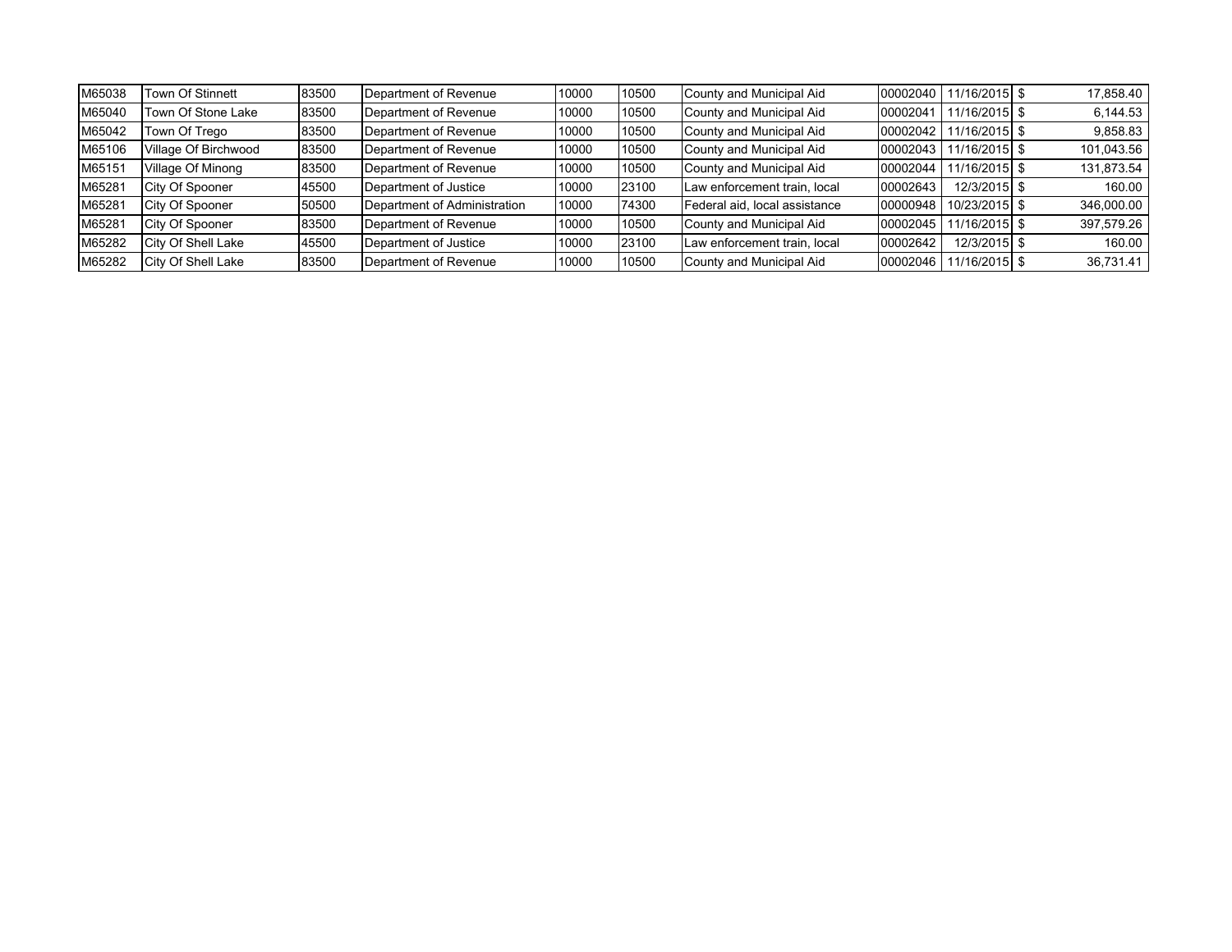| | | | | | | | | | | |
|---|---|---|---|---|---|---|---|---|---|---|
| M65038 | Town Of Stinnett | 83500 | Department of Revenue | 10000 | 10500 | County and Municipal Aid | 00002040 | 11/16/2015 | $ | 17,858.40 |
| M65040 | Town Of Stone Lake | 83500 | Department of Revenue | 10000 | 10500 | County and Municipal Aid | 00002041 | 11/16/2015 | $ | 6,144.53 |
| M65042 | Town Of Trego | 83500 | Department of Revenue | 10000 | 10500 | County and Municipal Aid | 00002042 | 11/16/2015 | $ | 9,858.83 |
| M65106 | Village Of Birchwood | 83500 | Department of Revenue | 10000 | 10500 | County and Municipal Aid | 00002043 | 11/16/2015 | $ | 101,043.56 |
| M65151 | Village Of Minong | 83500 | Department of Revenue | 10000 | 10500 | County and Municipal Aid | 00002044 | 11/16/2015 | $ | 131,873.54 |
| M65281 | City Of Spooner | 45500 | Department of Justice | 10000 | 23100 | Law enforcement train, local | 00002643 | 12/3/2015 | $ | 160.00 |
| M65281 | City Of Spooner | 50500 | Department of Administration | 10000 | 74300 | Federal aid, local assistance | 00000948 | 10/23/2015 | $ | 346,000.00 |
| M65281 | City Of Spooner | 83500 | Department of Revenue | 10000 | 10500 | County and Municipal Aid | 00002045 | 11/16/2015 | $ | 397,579.26 |
| M65282 | City Of Shell Lake | 45500 | Department of Justice | 10000 | 23100 | Law enforcement train, local | 00002642 | 12/3/2015 | $ | 160.00 |
| M65282 | City Of Shell Lake | 83500 | Department of Revenue | 10000 | 10500 | County and Municipal Aid | 00002046 | 11/16/2015 | $ | 36,731.41 |